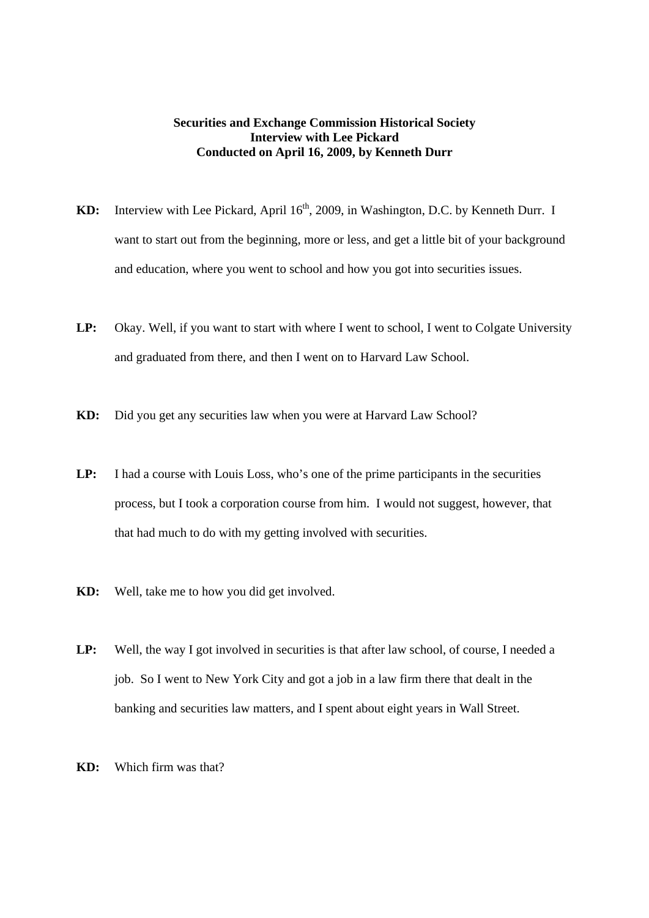**Securities and Exchange Commission Historical Society**
**Interview with Lee Pickard**
**Conducted on April 16, 2009, by Kenneth Durr**

**KD:** Interview with Lee Pickard, April 16th, 2009, in Washington, D.C. by Kenneth Durr. I want to start out from the beginning, more or less, and get a little bit of your background and education, where you went to school and how you got into securities issues.

**LP:** Okay. Well, if you want to start with where I went to school, I went to Colgate University and graduated from there, and then I went on to Harvard Law School.

**KD:** Did you get any securities law when you were at Harvard Law School?

**LP:** I had a course with Louis Loss, who's one of the prime participants in the securities process, but I took a corporation course from him. I would not suggest, however, that that had much to do with my getting involved with securities.

**KD:** Well, take me to how you did get involved.

**LP:** Well, the way I got involved in securities is that after law school, of course, I needed a job. So I went to New York City and got a job in a law firm there that dealt in the banking and securities law matters, and I spent about eight years in Wall Street.

**KD:** Which firm was that?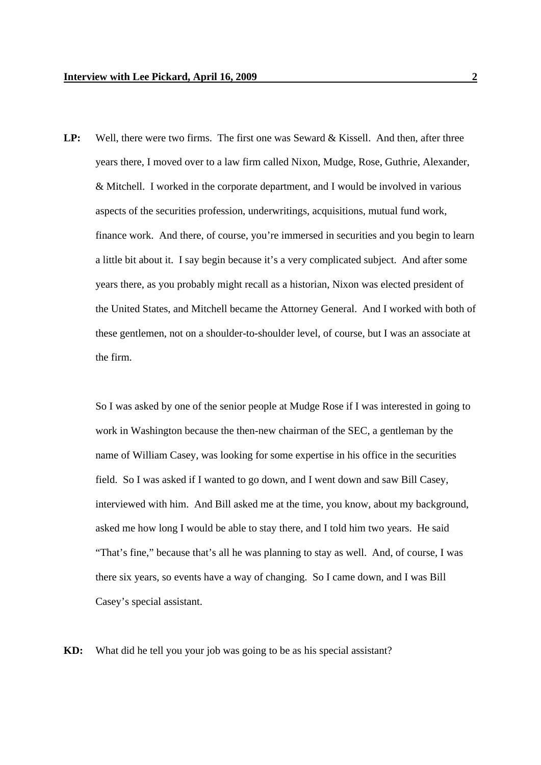**LP:** Well, there were two firms. The first one was Seward & Kissell. And then, after three years there, I moved over to a law firm called Nixon, Mudge, Rose, Guthrie, Alexander, & Mitchell. I worked in the corporate department, and I would be involved in various aspects of the securities profession, underwritings, acquisitions, mutual fund work, finance work. And there, of course, you're immersed in securities and you begin to learn a little bit about it. I say begin because it's a very complicated subject. And after some years there, as you probably might recall as a historian, Nixon was elected president of the United States, and Mitchell became the Attorney General. And I worked with both of these gentlemen, not on a shoulder-to-shoulder level, of course, but I was an associate at the firm.

So I was asked by one of the senior people at Mudge Rose if I was interested in going to work in Washington because the then-new chairman of the SEC, a gentleman by the name of William Casey, was looking for some expertise in his office in the securities field. So I was asked if I wanted to go down, and I went down and saw Bill Casey, interviewed with him. And Bill asked me at the time, you know, about my background, asked me how long I would be able to stay there, and I told him two years. He said "That's fine," because that's all he was planning to stay as well. And, of course, I was there six years, so events have a way of changing. So I came down, and I was Bill Casey's special assistant.

**KD:** What did he tell you your job was going to be as his special assistant?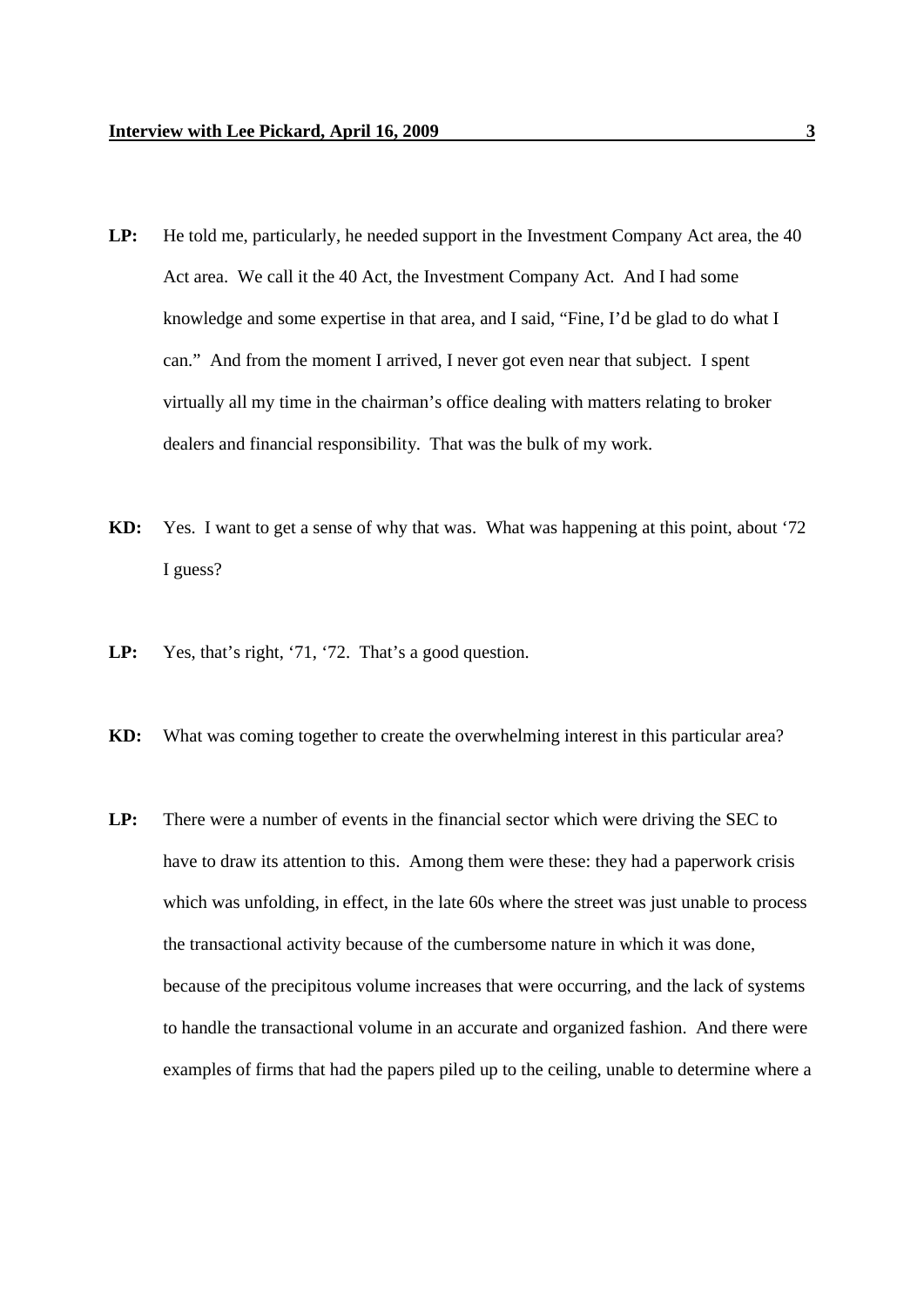**LP:** He told me, particularly, he needed support in the Investment Company Act area, the 40 Act area. We call it the 40 Act, the Investment Company Act. And I had some knowledge and some expertise in that area, and I said, "Fine, I'd be glad to do what I can." And from the moment I arrived, I never got even near that subject. I spent virtually all my time in the chairman's office dealing with matters relating to broker dealers and financial responsibility. That was the bulk of my work.

**KD:** Yes. I want to get a sense of why that was. What was happening at this point, about '72 I guess?

**LP:** Yes, that's right, '71, '72. That's a good question.

**KD:** What was coming together to create the overwhelming interest in this particular area?

**LP:** There were a number of events in the financial sector which were driving the SEC to have to draw its attention to this. Among them were these: they had a paperwork crisis which was unfolding, in effect, in the late 60s where the street was just unable to process the transactional activity because of the cumbersome nature in which it was done, because of the precipitous volume increases that were occurring, and the lack of systems to handle the transactional volume in an accurate and organized fashion. And there were examples of firms that had the papers piled up to the ceiling, unable to determine where a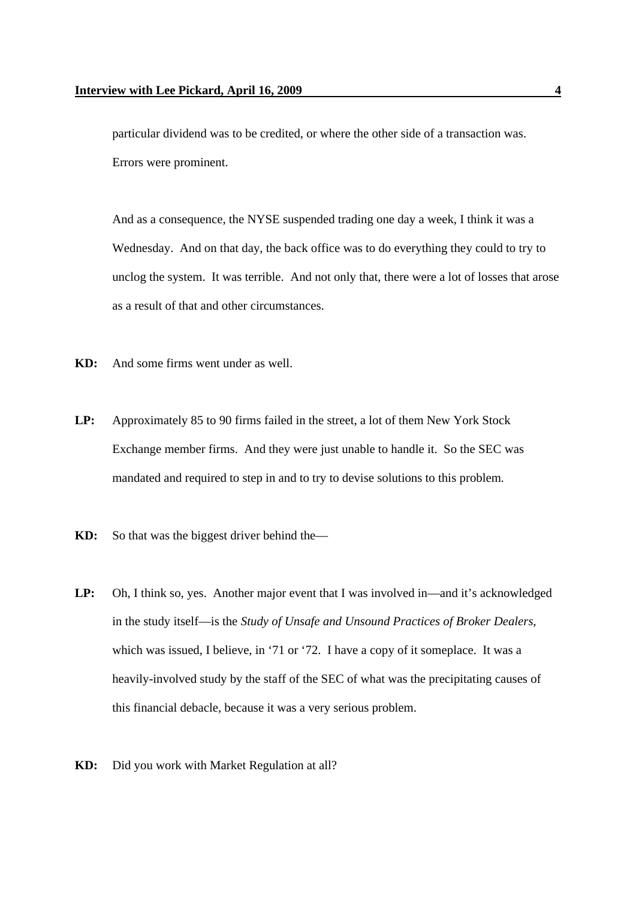particular dividend was to be credited, or where the other side of a transaction was. Errors were prominent.

And as a consequence, the NYSE suspended trading one day a week, I think it was a Wednesday. And on that day, the back office was to do everything they could to try to unclog the system. It was terrible. And not only that, there were a lot of losses that arose as a result of that and other circumstances.

**KD:** And some firms went under as well.

**LP:** Approximately 85 to 90 firms failed in the street, a lot of them New York Stock Exchange member firms. And they were just unable to handle it. So the SEC was mandated and required to step in and to try to devise solutions to this problem.

**KD:** So that was the biggest driver behind the—

**LP:** Oh, I think so, yes. Another major event that I was involved in—and it's acknowledged in the study itself—is the *Study of Unsafe and Unsound Practices of Broker Dealers*, which was issued, I believe, in '71 or '72. I have a copy of it someplace. It was a heavily-involved study by the staff of the SEC of what was the precipitating causes of this financial debacle, because it was a very serious problem.

**KD:** Did you work with Market Regulation at all?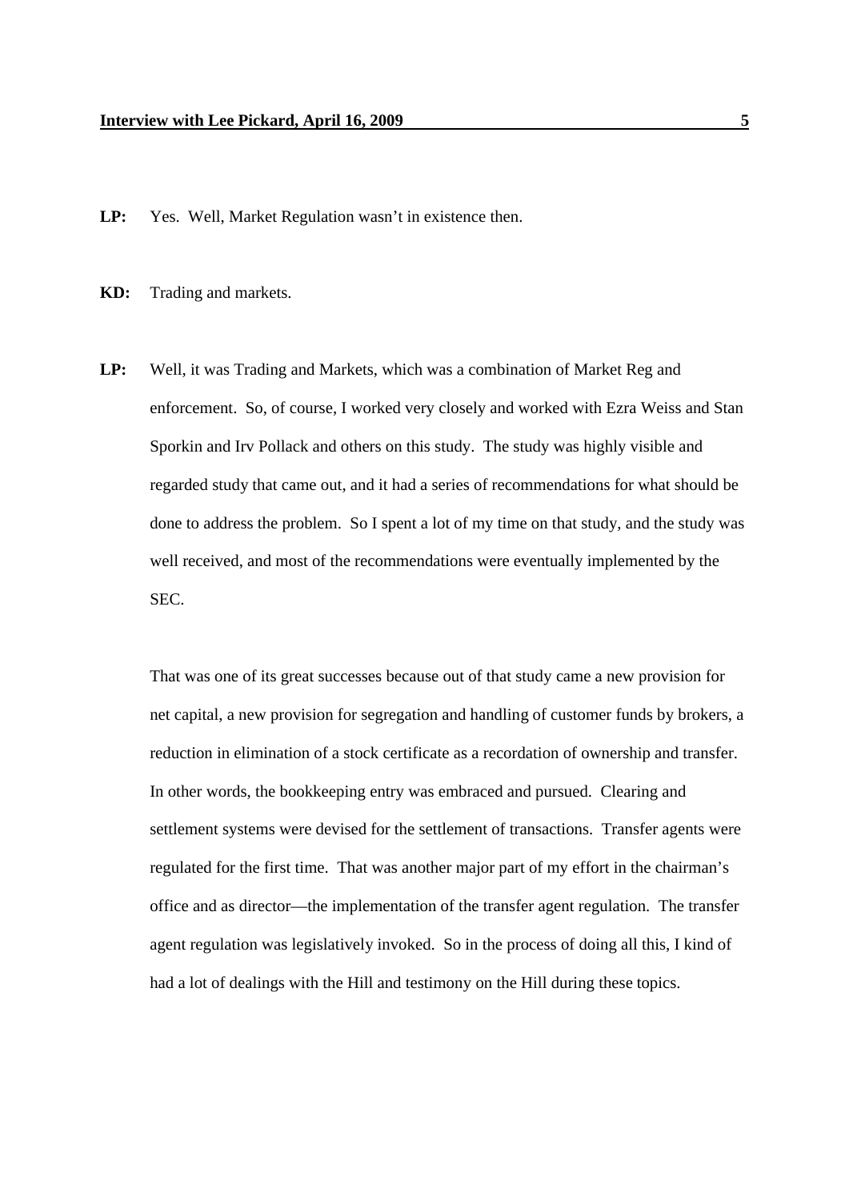**LP:** Yes. Well, Market Regulation wasn't in existence then.

**KD:** Trading and markets.

**LP:** Well, it was Trading and Markets, which was a combination of Market Reg and enforcement. So, of course, I worked very closely and worked with Ezra Weiss and Stan Sporkin and Irv Pollack and others on this study. The study was highly visible and regarded study that came out, and it had a series of recommendations for what should be done to address the problem. So I spent a lot of my time on that study, and the study was well received, and most of the recommendations were eventually implemented by the SEC.

That was one of its great successes because out of that study came a new provision for net capital, a new provision for segregation and handling of customer funds by brokers, a reduction in elimination of a stock certificate as a recordation of ownership and transfer. In other words, the bookkeeping entry was embraced and pursued. Clearing and settlement systems were devised for the settlement of transactions. Transfer agents were regulated for the first time. That was another major part of my effort in the chairman's office and as director—the implementation of the transfer agent regulation. The transfer agent regulation was legislatively invoked. So in the process of doing all this, I kind of had a lot of dealings with the Hill and testimony on the Hill during these topics.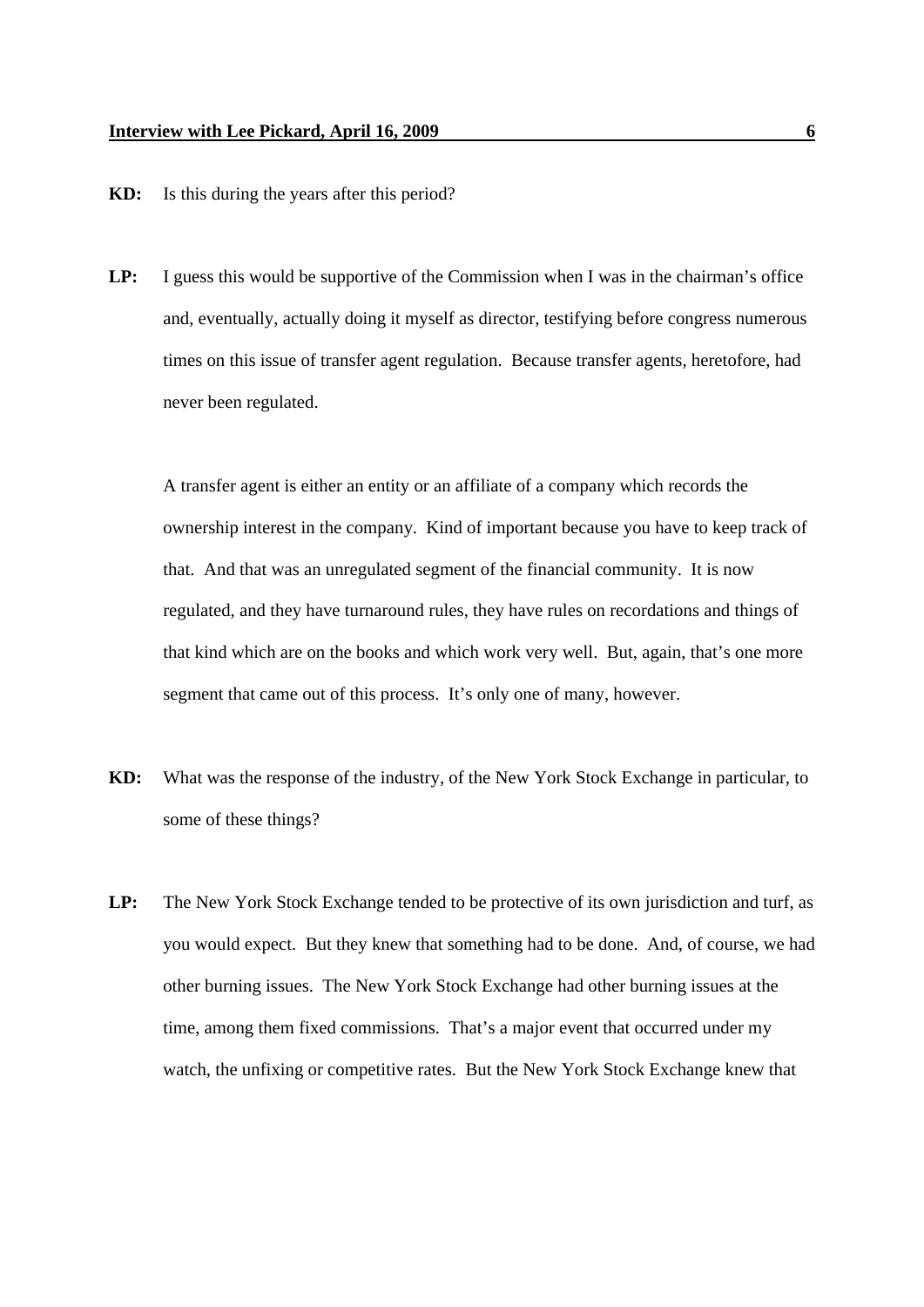**KD:** Is this during the years after this period?

**LP:** I guess this would be supportive of the Commission when I was in the chairman's office and, eventually, actually doing it myself as director, testifying before congress numerous times on this issue of transfer agent regulation. Because transfer agents, heretofore, had never been regulated.

A transfer agent is either an entity or an affiliate of a company which records the ownership interest in the company. Kind of important because you have to keep track of that. And that was an unregulated segment of the financial community. It is now regulated, and they have turnaround rules, they have rules on recordations and things of that kind which are on the books and which work very well. But, again, that's one more segment that came out of this process. It's only one of many, however.

**KD:** What was the response of the industry, of the New York Stock Exchange in particular, to some of these things?

**LP:** The New York Stock Exchange tended to be protective of its own jurisdiction and turf, as you would expect. But they knew that something had to be done. And, of course, we had other burning issues. The New York Stock Exchange had other burning issues at the time, among them fixed commissions. That's a major event that occurred under my watch, the unfixing or competitive rates. But the New York Stock Exchange knew that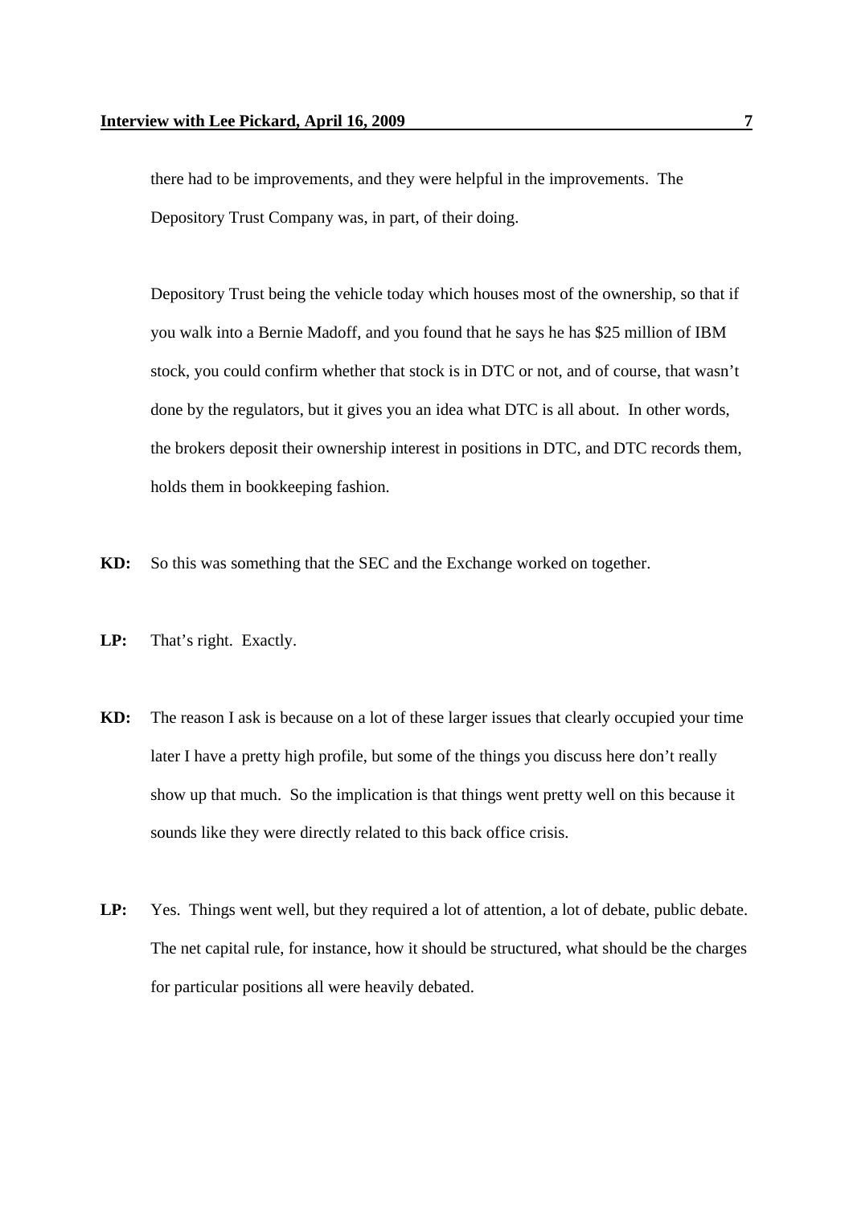there had to be improvements, and they were helpful in the improvements. The Depository Trust Company was, in part, of their doing.

Depository Trust being the vehicle today which houses most of the ownership, so that if you walk into a Bernie Madoff, and you found that he says he has $25 million of IBM stock, you could confirm whether that stock is in DTC or not, and of course, that wasn't done by the regulators, but it gives you an idea what DTC is all about. In other words, the brokers deposit their ownership interest in positions in DTC, and DTC records them, holds them in bookkeeping fashion.

**KD:** So this was something that the SEC and the Exchange worked on together.

**LP:** That's right. Exactly.

**KD:** The reason I ask is because on a lot of these larger issues that clearly occupied your time later I have a pretty high profile, but some of the things you discuss here don't really show up that much. So the implication is that things went pretty well on this because it sounds like they were directly related to this back office crisis.

**LP:** Yes. Things went well, but they required a lot of attention, a lot of debate, public debate. The net capital rule, for instance, how it should be structured, what should be the charges for particular positions all were heavily debated.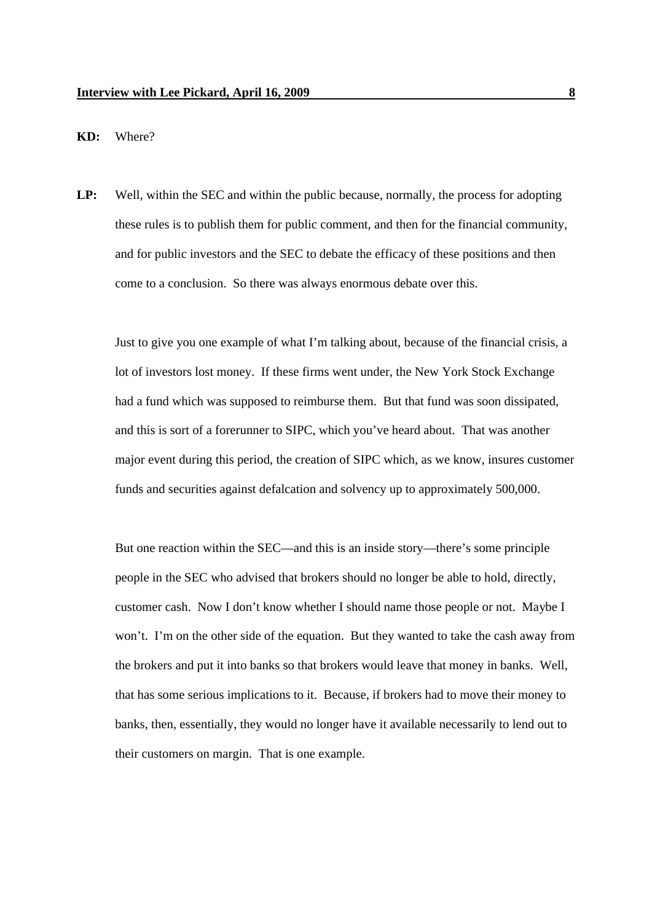**KD:** Where?

**LP:** Well, within the SEC and within the public because, normally, the process for adopting these rules is to publish them for public comment, and then for the financial community, and for public investors and the SEC to debate the efficacy of these positions and then come to a conclusion. So there was always enormous debate over this.

Just to give you one example of what I'm talking about, because of the financial crisis, a lot of investors lost money. If these firms went under, the New York Stock Exchange had a fund which was supposed to reimburse them. But that fund was soon dissipated, and this is sort of a forerunner to SIPC, which you've heard about. That was another major event during this period, the creation of SIPC which, as we know, insures customer funds and securities against defalcation and solvency up to approximately 500,000.

But one reaction within the SEC—and this is an inside story—there's some principle people in the SEC who advised that brokers should no longer be able to hold, directly, customer cash. Now I don't know whether I should name those people or not. Maybe I won't. I'm on the other side of the equation. But they wanted to take the cash away from the brokers and put it into banks so that brokers would leave that money in banks. Well, that has some serious implications to it. Because, if brokers had to move their money to banks, then, essentially, they would no longer have it available necessarily to lend out to their customers on margin. That is one example.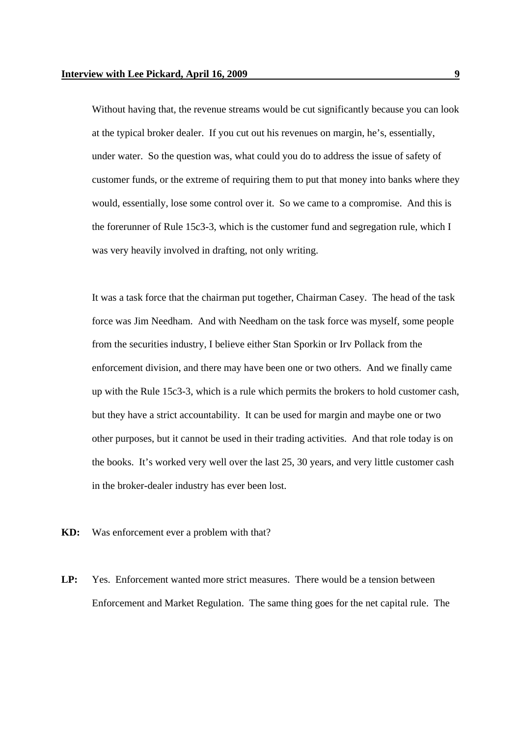Without having that, the revenue streams would be cut significantly because you can look at the typical broker dealer. If you cut out his revenues on margin, he's, essentially, under water. So the question was, what could you do to address the issue of safety of customer funds, or the extreme of requiring them to put that money into banks where they would, essentially, lose some control over it. So we came to a compromise. And this is the forerunner of Rule 15c3-3, which is the customer fund and segregation rule, which I was very heavily involved in drafting, not only writing.

It was a task force that the chairman put together, Chairman Casey. The head of the task force was Jim Needham. And with Needham on the task force was myself, some people from the securities industry, I believe either Stan Sporkin or Irv Pollack from the enforcement division, and there may have been one or two others. And we finally came up with the Rule 15c3-3, which is a rule which permits the brokers to hold customer cash, but they have a strict accountability. It can be used for margin and maybe one or two other purposes, but it cannot be used in their trading activities. And that role today is on the books. It's worked very well over the last 25, 30 years, and very little customer cash in the broker-dealer industry has ever been lost.

**KD:** Was enforcement ever a problem with that?

**LP:** Yes. Enforcement wanted more strict measures. There would be a tension between Enforcement and Market Regulation. The same thing goes for the net capital rule. The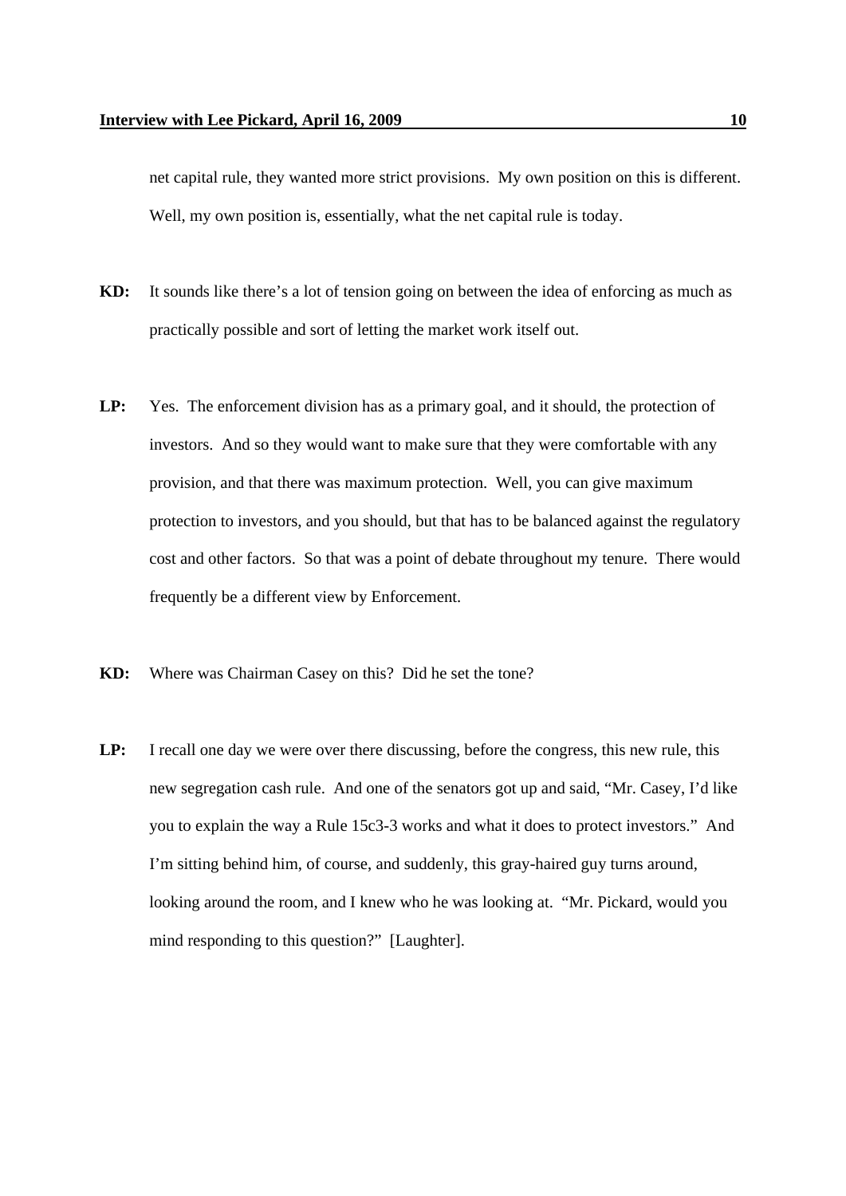net capital rule, they wanted more strict provisions. My own position on this is different. Well, my own position is, essentially, what the net capital rule is today.

**KD:** It sounds like there's a lot of tension going on between the idea of enforcing as much as practically possible and sort of letting the market work itself out.

**LP:** Yes. The enforcement division has as a primary goal, and it should, the protection of investors. And so they would want to make sure that they were comfortable with any provision, and that there was maximum protection. Well, you can give maximum protection to investors, and you should, but that has to be balanced against the regulatory cost and other factors. So that was a point of debate throughout my tenure. There would frequently be a different view by Enforcement.

**KD:** Where was Chairman Casey on this? Did he set the tone?

**LP:** I recall one day we were over there discussing, before the congress, this new rule, this new segregation cash rule. And one of the senators got up and said, "Mr. Casey, I'd like you to explain the way a Rule 15c3-3 works and what it does to protect investors." And I'm sitting behind him, of course, and suddenly, this gray-haired guy turns around, looking around the room, and I knew who he was looking at. "Mr. Pickard, would you mind responding to this question?" [Laughter].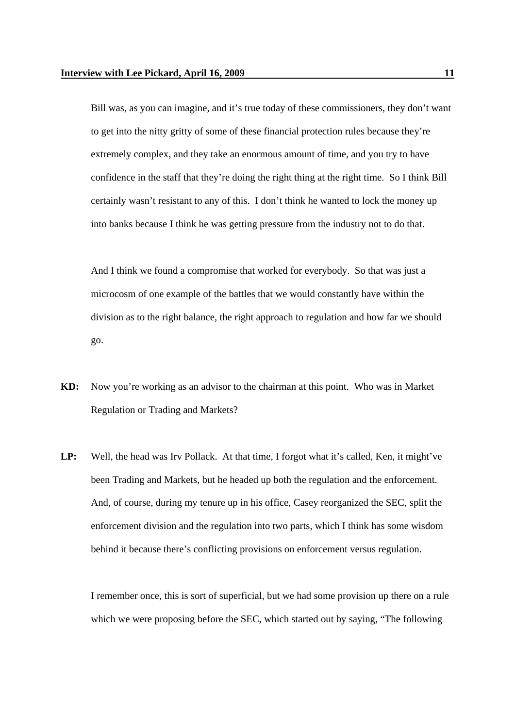Bill was, as you can imagine, and it's true today of these commissioners, they don't want to get into the nitty gritty of some of these financial protection rules because they're extremely complex, and they take an enormous amount of time, and you try to have confidence in the staff that they're doing the right thing at the right time. So I think Bill certainly wasn't resistant to any of this. I don't think he wanted to lock the money up into banks because I think he was getting pressure from the industry not to do that.

And I think we found a compromise that worked for everybody. So that was just a microcosm of one example of the battles that we would constantly have within the division as to the right balance, the right approach to regulation and how far we should go.

**KD:** Now you're working as an advisor to the chairman at this point. Who was in Market Regulation or Trading and Markets?

**LP:** Well, the head was Irv Pollack. At that time, I forgot what it's called, Ken, it might've been Trading and Markets, but he headed up both the regulation and the enforcement. And, of course, during my tenure up in his office, Casey reorganized the SEC, split the enforcement division and the regulation into two parts, which I think has some wisdom behind it because there's conflicting provisions on enforcement versus regulation.

I remember once, this is sort of superficial, but we had some provision up there on a rule which we were proposing before the SEC, which started out by saying, "The following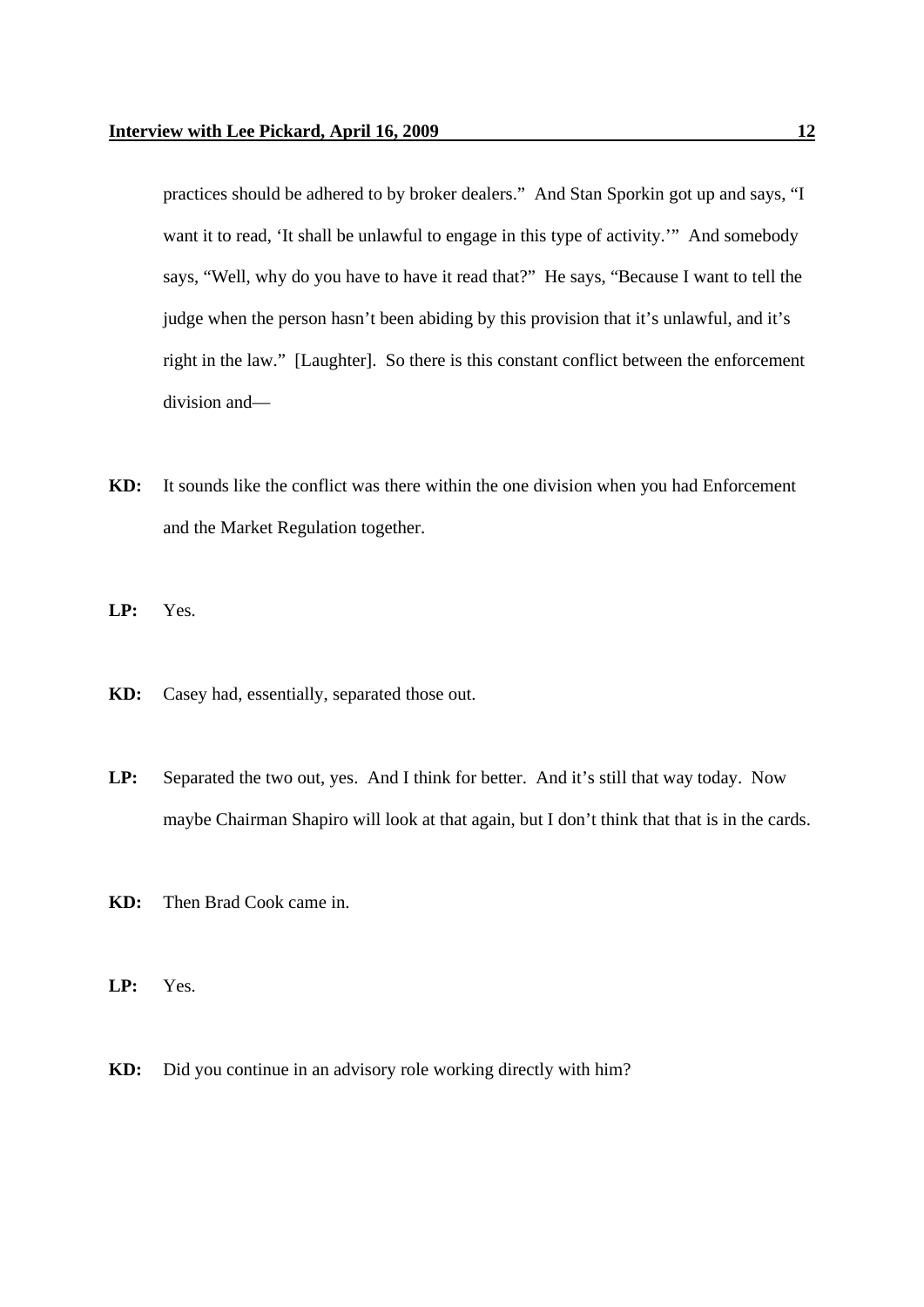practices should be adhered to by broker dealers." And Stan Sporkin got up and says, "I want it to read, 'It shall be unlawful to engage in this type of activity.'" And somebody says, "Well, why do you have to have it read that?" He says, "Because I want to tell the judge when the person hasn't been abiding by this provision that it's unlawful, and it's right in the law." [Laughter]. So there is this constant conflict between the enforcement division and—

**KD:** It sounds like the conflict was there within the one division when you had Enforcement and the Market Regulation together.

**LP:** Yes.

**KD:** Casey had, essentially, separated those out.

**LP:** Separated the two out, yes. And I think for better. And it's still that way today. Now maybe Chairman Shapiro will look at that again, but I don't think that that is in the cards.

**KD:** Then Brad Cook came in.

**LP:** Yes.

**KD:** Did you continue in an advisory role working directly with him?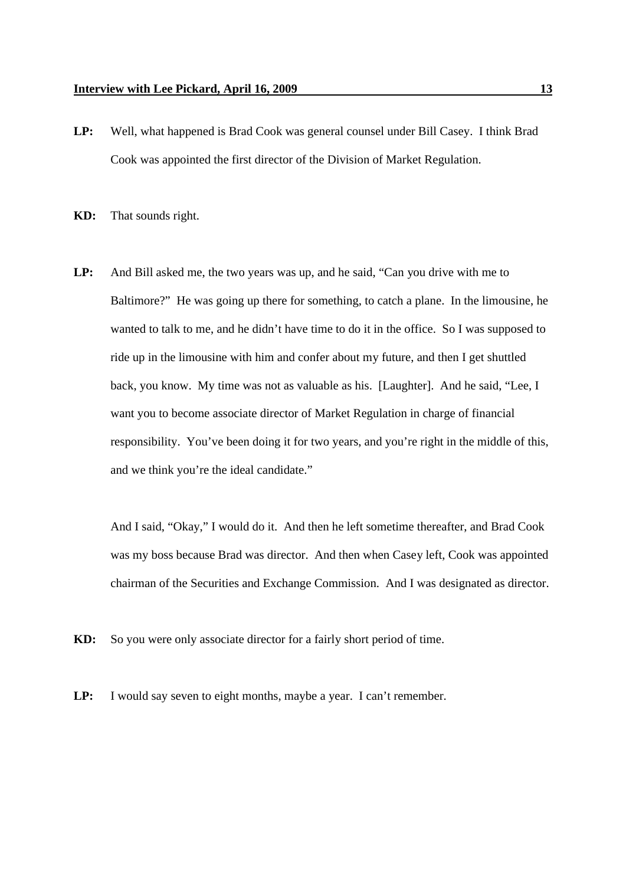**LP:** Well, what happened is Brad Cook was general counsel under Bill Casey. I think Brad Cook was appointed the first director of the Division of Market Regulation.

**KD:** That sounds right.

**LP:** And Bill asked me, the two years was up, and he said, "Can you drive with me to Baltimore?" He was going up there for something, to catch a plane. In the limousine, he wanted to talk to me, and he didn't have time to do it in the office. So I was supposed to ride up in the limousine with him and confer about my future, and then I get shuttled back, you know. My time was not as valuable as his. [Laughter]. And he said, "Lee, I want you to become associate director of Market Regulation in charge of financial responsibility. You've been doing it for two years, and you're right in the middle of this, and we think you're the ideal candidate."

And I said, "Okay," I would do it. And then he left sometime thereafter, and Brad Cook was my boss because Brad was director. And then when Casey left, Cook was appointed chairman of the Securities and Exchange Commission. And I was designated as director.

**KD:** So you were only associate director for a fairly short period of time.

**LP:** I would say seven to eight months, maybe a year. I can't remember.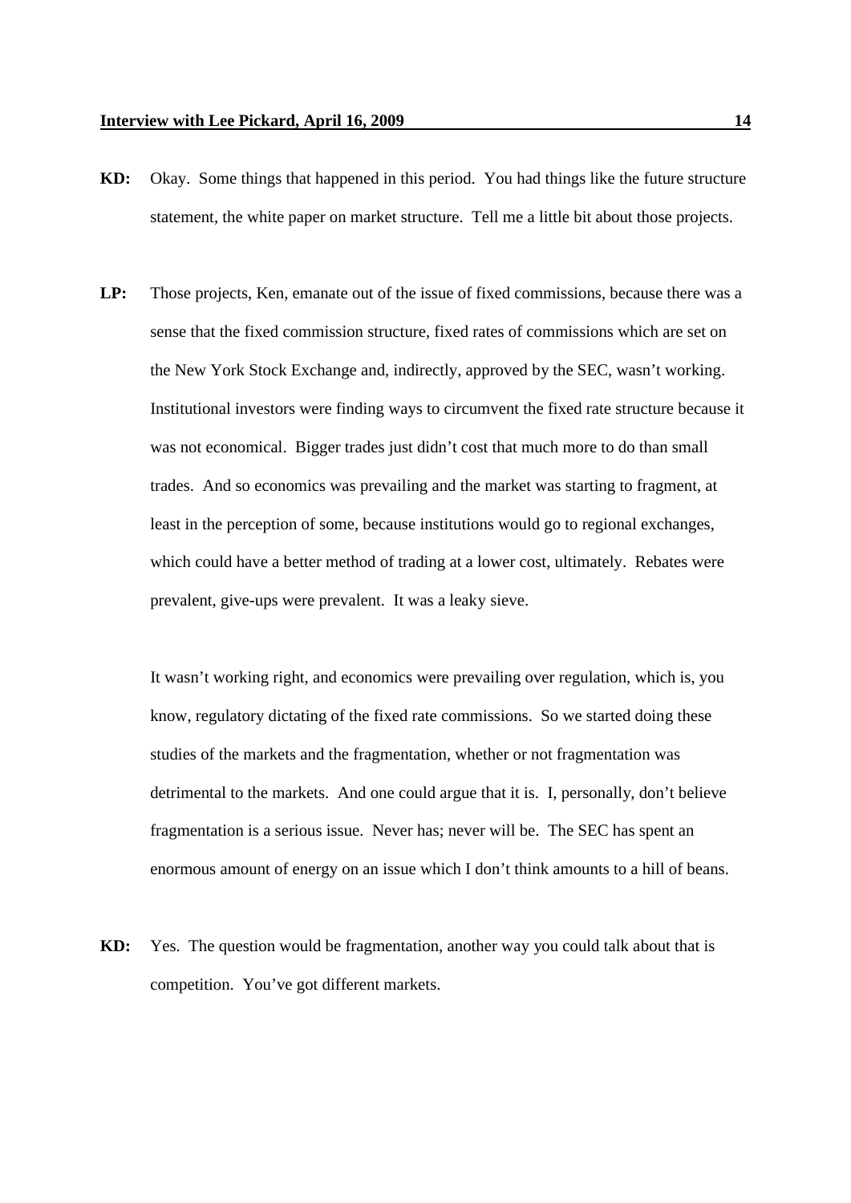**KD:** Okay. Some things that happened in this period. You had things like the future structure statement, the white paper on market structure. Tell me a little bit about those projects.

**LP:** Those projects, Ken, emanate out of the issue of fixed commissions, because there was a sense that the fixed commission structure, fixed rates of commissions which are set on the New York Stock Exchange and, indirectly, approved by the SEC, wasn't working. Institutional investors were finding ways to circumvent the fixed rate structure because it was not economical. Bigger trades just didn't cost that much more to do than small trades. And so economics was prevailing and the market was starting to fragment, at least in the perception of some, because institutions would go to regional exchanges, which could have a better method of trading at a lower cost, ultimately. Rebates were prevalent, give-ups were prevalent. It was a leaky sieve.

It wasn't working right, and economics were prevailing over regulation, which is, you know, regulatory dictating of the fixed rate commissions. So we started doing these studies of the markets and the fragmentation, whether or not fragmentation was detrimental to the markets. And one could argue that it is. I, personally, don't believe fragmentation is a serious issue. Never has; never will be. The SEC has spent an enormous amount of energy on an issue which I don't think amounts to a hill of beans.

**KD:** Yes. The question would be fragmentation, another way you could talk about that is competition. You've got different markets.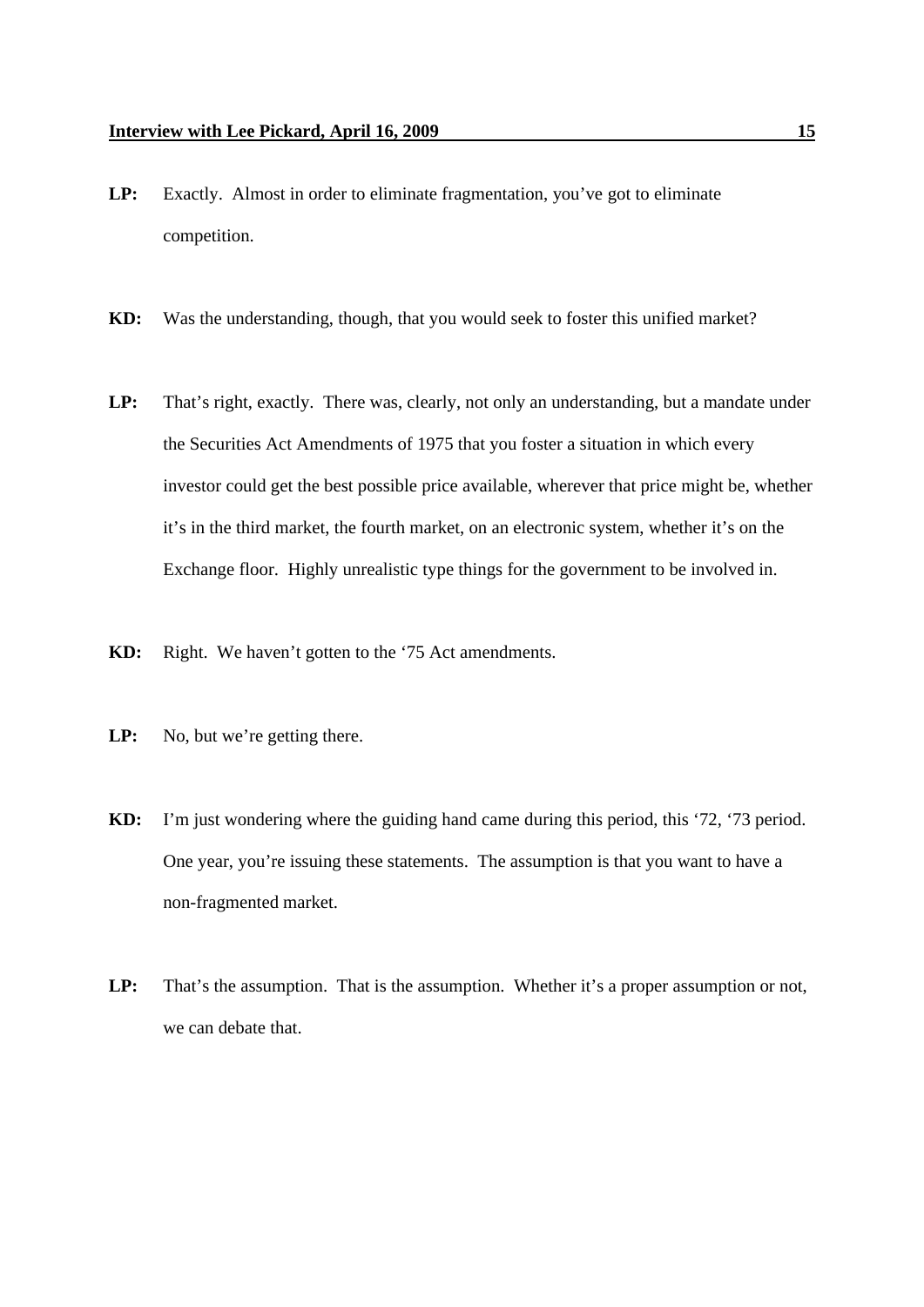**LP:** Exactly. Almost in order to eliminate fragmentation, you've got to eliminate competition.

**KD:** Was the understanding, though, that you would seek to foster this unified market?

**LP:** That's right, exactly. There was, clearly, not only an understanding, but a mandate under the Securities Act Amendments of 1975 that you foster a situation in which every investor could get the best possible price available, wherever that price might be, whether it's in the third market, the fourth market, on an electronic system, whether it's on the Exchange floor. Highly unrealistic type things for the government to be involved in.

**KD:** Right. We haven't gotten to the '75 Act amendments.

**LP:** No, but we're getting there.

**KD:** I'm just wondering where the guiding hand came during this period, this '72, '73 period. One year, you're issuing these statements. The assumption is that you want to have a non-fragmented market.

**LP:** That's the assumption. That is the assumption. Whether it's a proper assumption or not, we can debate that.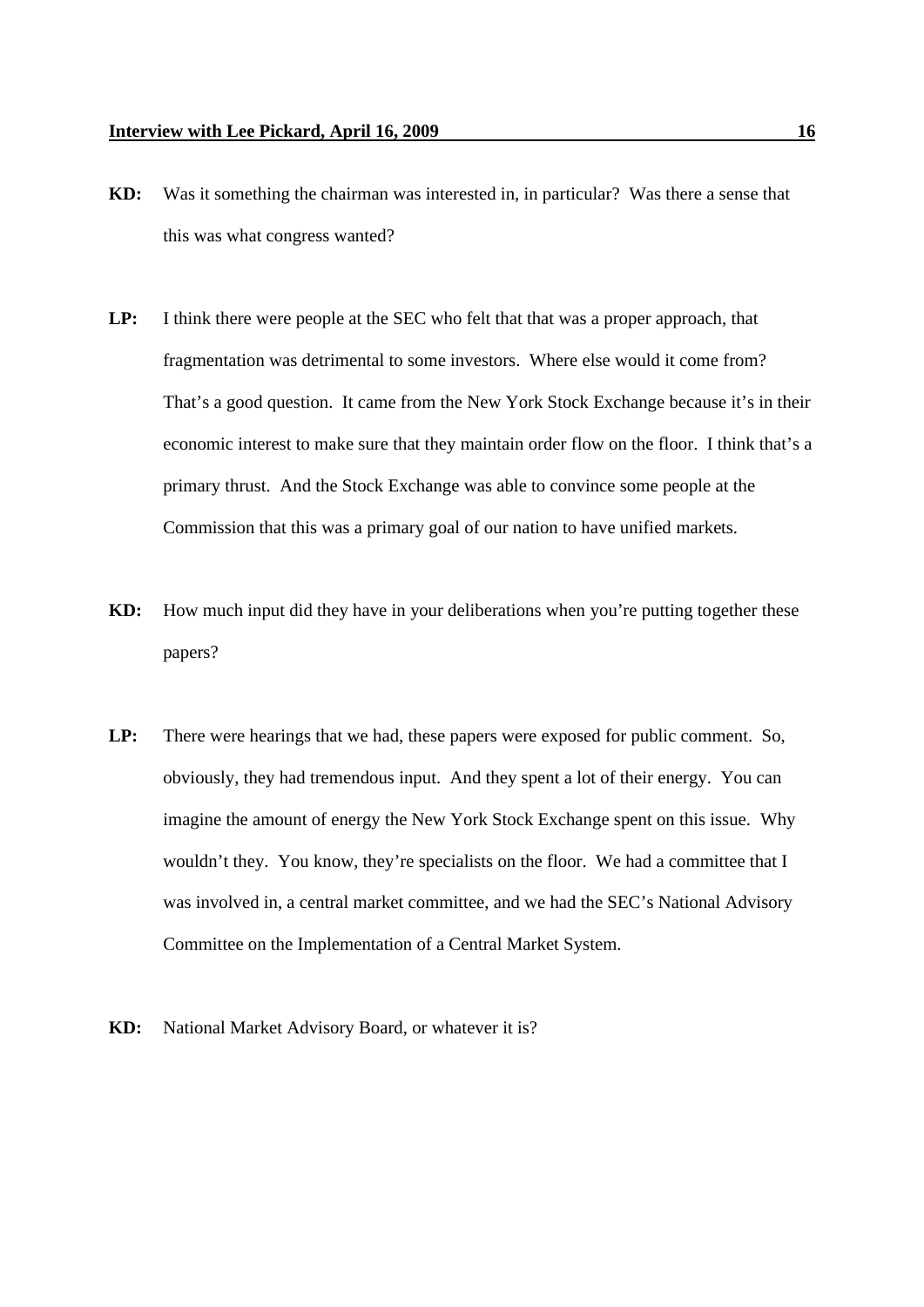**KD:** Was it something the chairman was interested in, in particular? Was there a sense that this was what congress wanted?

**LP:** I think there were people at the SEC who felt that that was a proper approach, that fragmentation was detrimental to some investors. Where else would it come from? That's a good question. It came from the New York Stock Exchange because it's in their economic interest to make sure that they maintain order flow on the floor. I think that's a primary thrust. And the Stock Exchange was able to convince some people at the Commission that this was a primary goal of our nation to have unified markets.

**KD:** How much input did they have in your deliberations when you're putting together these papers?

**LP:** There were hearings that we had, these papers were exposed for public comment. So, obviously, they had tremendous input. And they spent a lot of their energy. You can imagine the amount of energy the New York Stock Exchange spent on this issue. Why wouldn't they. You know, they're specialists on the floor. We had a committee that I was involved in, a central market committee, and we had the SEC's National Advisory Committee on the Implementation of a Central Market System.

**KD:** National Market Advisory Board, or whatever it is?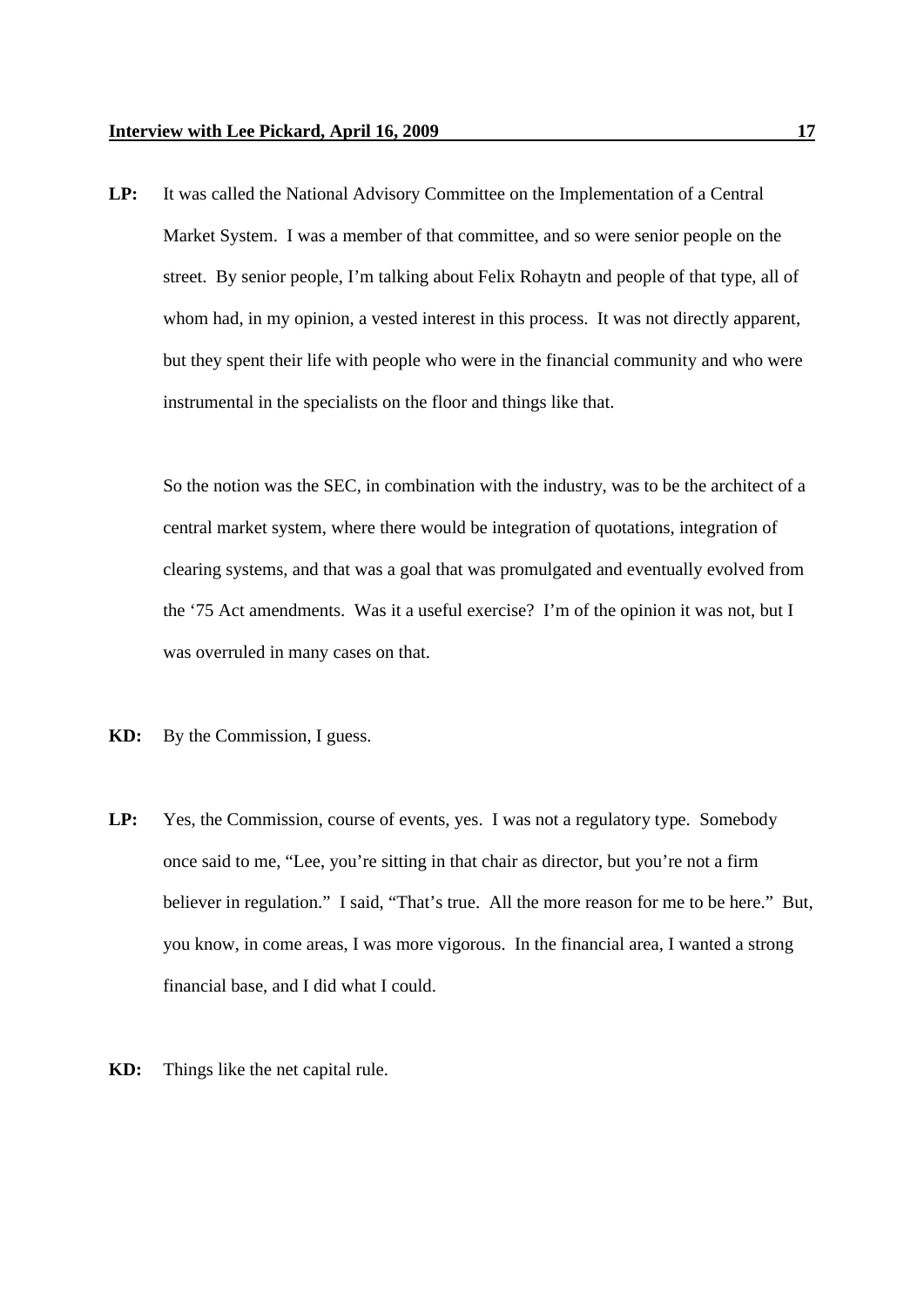**LP:** It was called the National Advisory Committee on the Implementation of a Central Market System. I was a member of that committee, and so were senior people on the street. By senior people, I'm talking about Felix Rohaytn and people of that type, all of whom had, in my opinion, a vested interest in this process. It was not directly apparent, but they spent their life with people who were in the financial community and who were instrumental in the specialists on the floor and things like that.

So the notion was the SEC, in combination with the industry, was to be the architect of a central market system, where there would be integration of quotations, integration of clearing systems, and that was a goal that was promulgated and eventually evolved from the '75 Act amendments. Was it a useful exercise? I'm of the opinion it was not, but I was overruled in many cases on that.

**KD:** By the Commission, I guess.

**LP:** Yes, the Commission, course of events, yes. I was not a regulatory type. Somebody once said to me, "Lee, you're sitting in that chair as director, but you're not a firm believer in regulation." I said, "That's true. All the more reason for me to be here." But, you know, in come areas, I was more vigorous. In the financial area, I wanted a strong financial base, and I did what I could.

**KD:** Things like the net capital rule.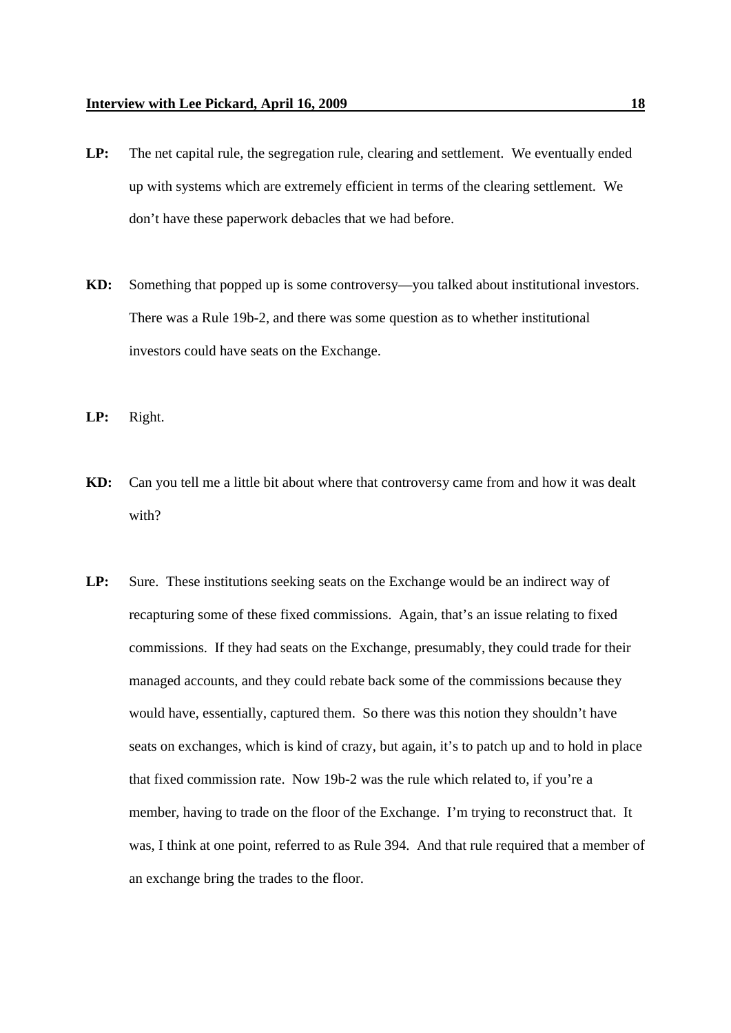**LP:** The net capital rule, the segregation rule, clearing and settlement. We eventually ended up with systems which are extremely efficient in terms of the clearing settlement. We don't have these paperwork debacles that we had before.

**KD:** Something that popped up is some controversy—you talked about institutional investors. There was a Rule 19b-2, and there was some question as to whether institutional investors could have seats on the Exchange.

**LP:** Right.

**KD:** Can you tell me a little bit about where that controversy came from and how it was dealt with?

**LP:** Sure. These institutions seeking seats on the Exchange would be an indirect way of recapturing some of these fixed commissions. Again, that's an issue relating to fixed commissions. If they had seats on the Exchange, presumably, they could trade for their managed accounts, and they could rebate back some of the commissions because they would have, essentially, captured them. So there was this notion they shouldn't have seats on exchanges, which is kind of crazy, but again, it's to patch up and to hold in place that fixed commission rate. Now 19b-2 was the rule which related to, if you're a member, having to trade on the floor of the Exchange. I'm trying to reconstruct that. It was, I think at one point, referred to as Rule 394. And that rule required that a member of an exchange bring the trades to the floor.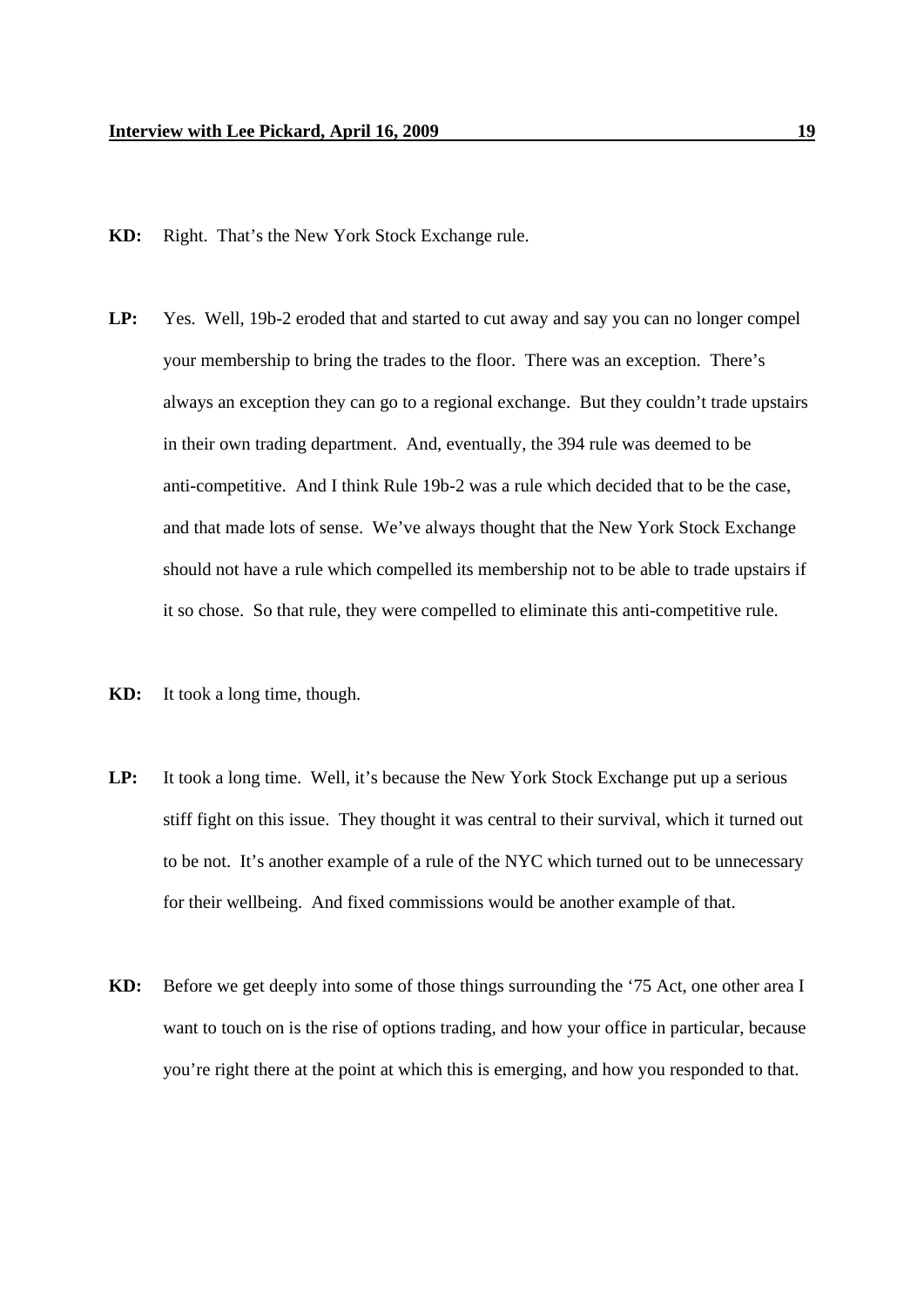**KD:** Right. That's the New York Stock Exchange rule.

**LP:** Yes. Well, 19b-2 eroded that and started to cut away and say you can no longer compel your membership to bring the trades to the floor. There was an exception. There's always an exception they can go to a regional exchange. But they couldn't trade upstairs in their own trading department. And, eventually, the 394 rule was deemed to be anti-competitive. And I think Rule 19b-2 was a rule which decided that to be the case, and that made lots of sense. We've always thought that the New York Stock Exchange should not have a rule which compelled its membership not to be able to trade upstairs if it so chose. So that rule, they were compelled to eliminate this anti-competitive rule.

**KD:** It took a long time, though.

**LP:** It took a long time. Well, it's because the New York Stock Exchange put up a serious stiff fight on this issue. They thought it was central to their survival, which it turned out to be not. It's another example of a rule of the NYC which turned out to be unnecessary for their wellbeing. And fixed commissions would be another example of that.

**KD:** Before we get deeply into some of those things surrounding the '75 Act, one other area I want to touch on is the rise of options trading, and how your office in particular, because you're right there at the point at which this is emerging, and how you responded to that.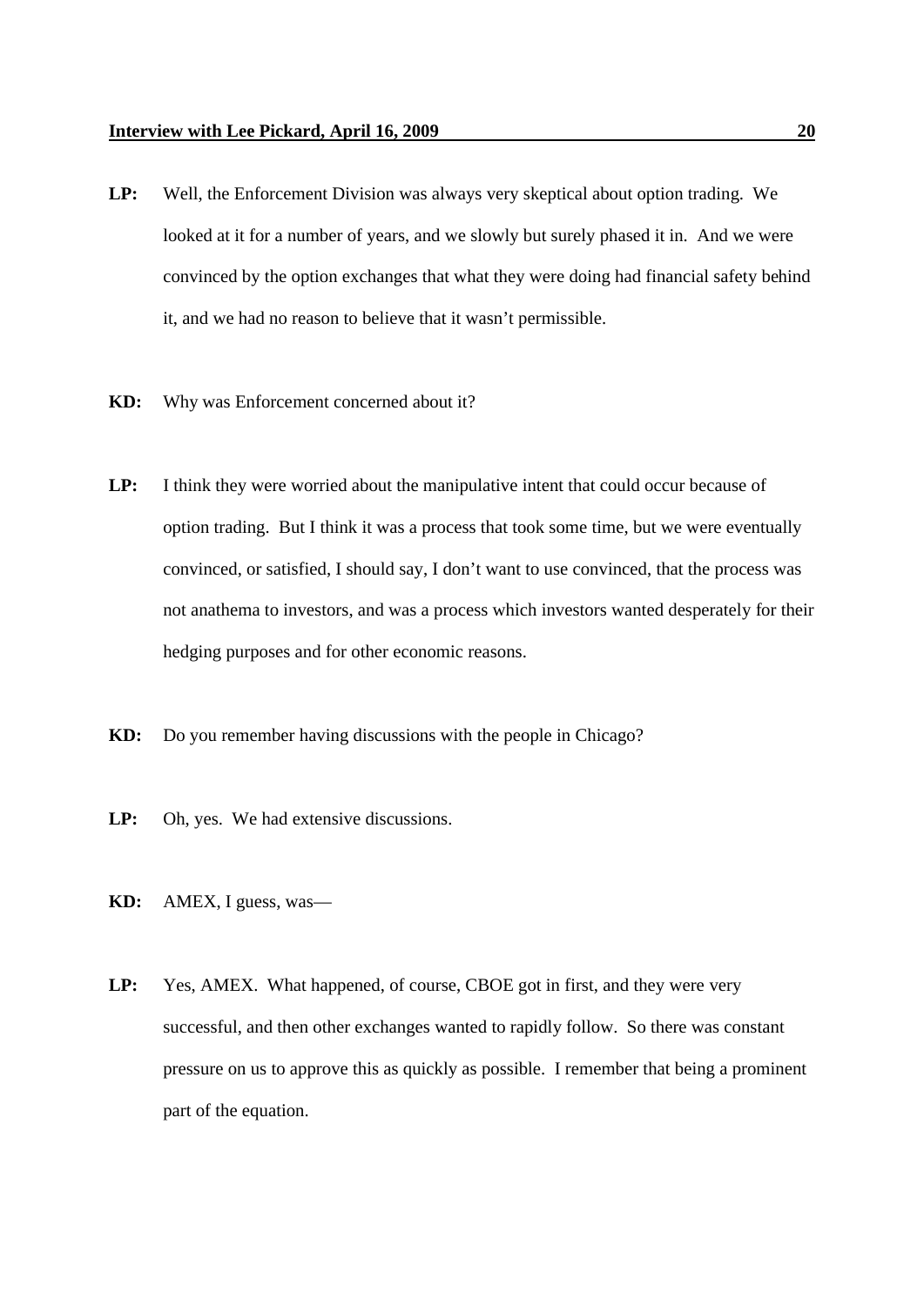**LP:** Well, the Enforcement Division was always very skeptical about option trading. We looked at it for a number of years, and we slowly but surely phased it in. And we were convinced by the option exchanges that what they were doing had financial safety behind it, and we had no reason to believe that it wasn't permissible.

**KD:** Why was Enforcement concerned about it?

**LP:** I think they were worried about the manipulative intent that could occur because of option trading. But I think it was a process that took some time, but we were eventually convinced, or satisfied, I should say, I don't want to use convinced, that the process was not anathema to investors, and was a process which investors wanted desperately for their hedging purposes and for other economic reasons.

**KD:** Do you remember having discussions with the people in Chicago?

**LP:** Oh, yes. We had extensive discussions.

**KD:** AMEX, I guess, was—

**LP:** Yes, AMEX. What happened, of course, CBOE got in first, and they were very successful, and then other exchanges wanted to rapidly follow. So there was constant pressure on us to approve this as quickly as possible. I remember that being a prominent part of the equation.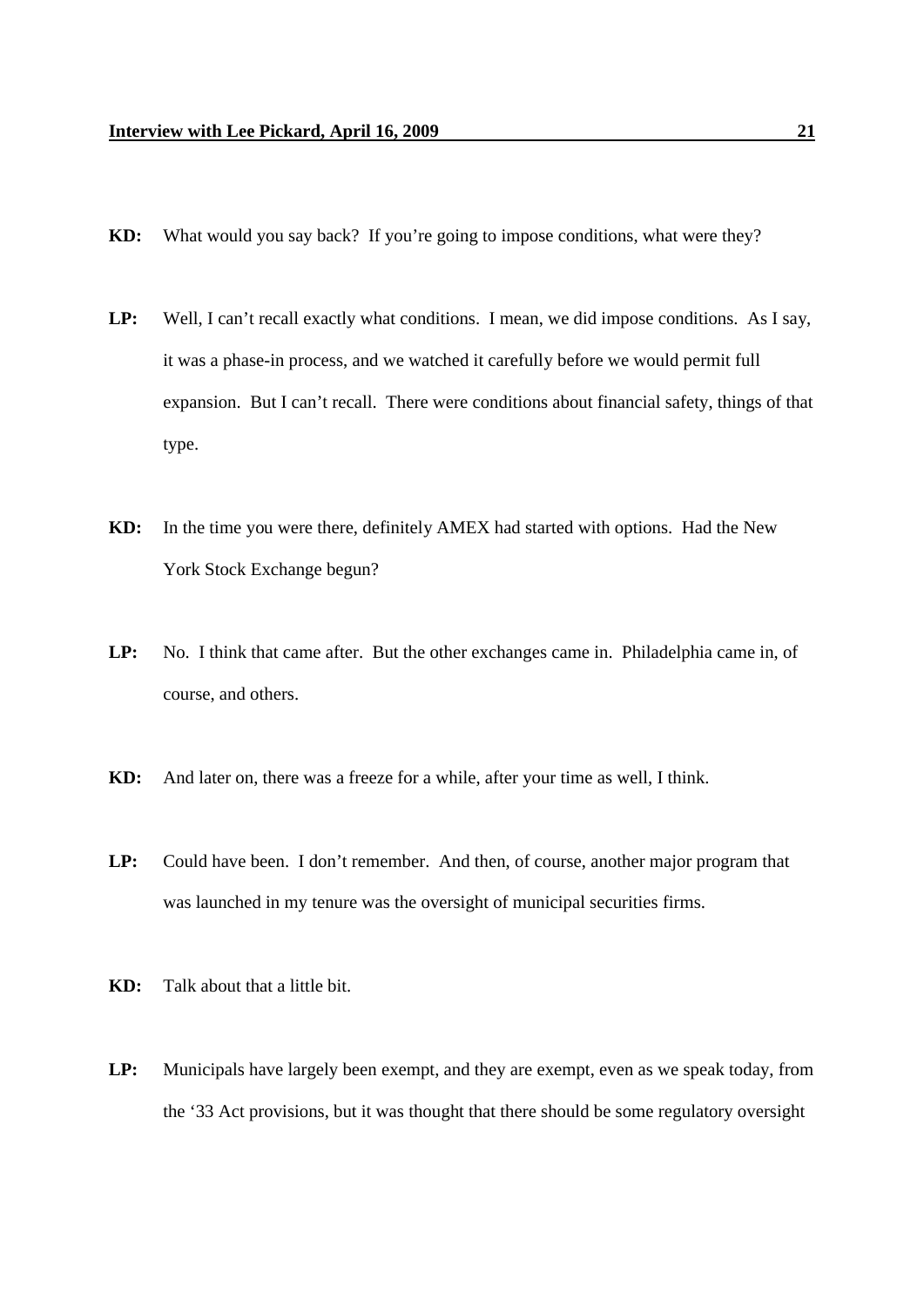**KD:** What would you say back? If you're going to impose conditions, what were they?

**LP:** Well, I can't recall exactly what conditions. I mean, we did impose conditions. As I say, it was a phase-in process, and we watched it carefully before we would permit full expansion. But I can't recall. There were conditions about financial safety, things of that type.

**KD:** In the time you were there, definitely AMEX had started with options. Had the New York Stock Exchange begun?

**LP:** No. I think that came after. But the other exchanges came in. Philadelphia came in, of course, and others.

**KD:** And later on, there was a freeze for a while, after your time as well, I think.

**LP:** Could have been. I don't remember. And then, of course, another major program that was launched in my tenure was the oversight of municipal securities firms.

**KD:** Talk about that a little bit.

**LP:** Municipals have largely been exempt, and they are exempt, even as we speak today, from the '33 Act provisions, but it was thought that there should be some regulatory oversight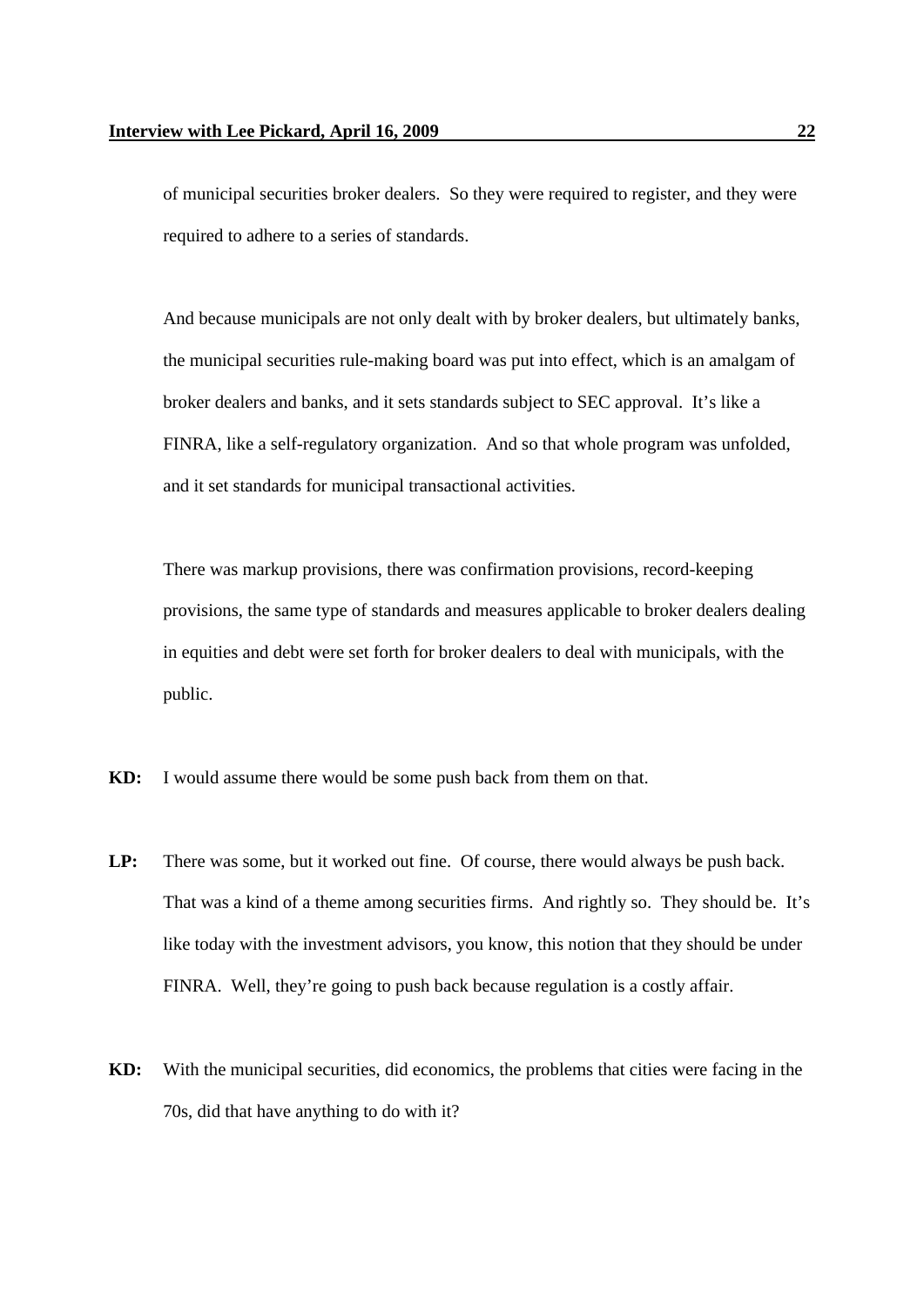of municipal securities broker dealers. So they were required to register, and they were required to adhere to a series of standards.

And because municipals are not only dealt with by broker dealers, but ultimately banks, the municipal securities rule-making board was put into effect, which is an amalgam of broker dealers and banks, and it sets standards subject to SEC approval. It's like a FINRA, like a self-regulatory organization. And so that whole program was unfolded, and it set standards for municipal transactional activities.

There was markup provisions, there was confirmation provisions, record-keeping provisions, the same type of standards and measures applicable to broker dealers dealing in equities and debt were set forth for broker dealers to deal with municipals, with the public.

**KD:** I would assume there would be some push back from them on that.

**LP:** There was some, but it worked out fine. Of course, there would always be push back. That was a kind of a theme among securities firms. And rightly so. They should be. It's like today with the investment advisors, you know, this notion that they should be under FINRA. Well, they're going to push back because regulation is a costly affair.

**KD:** With the municipal securities, did economics, the problems that cities were facing in the 70s, did that have anything to do with it?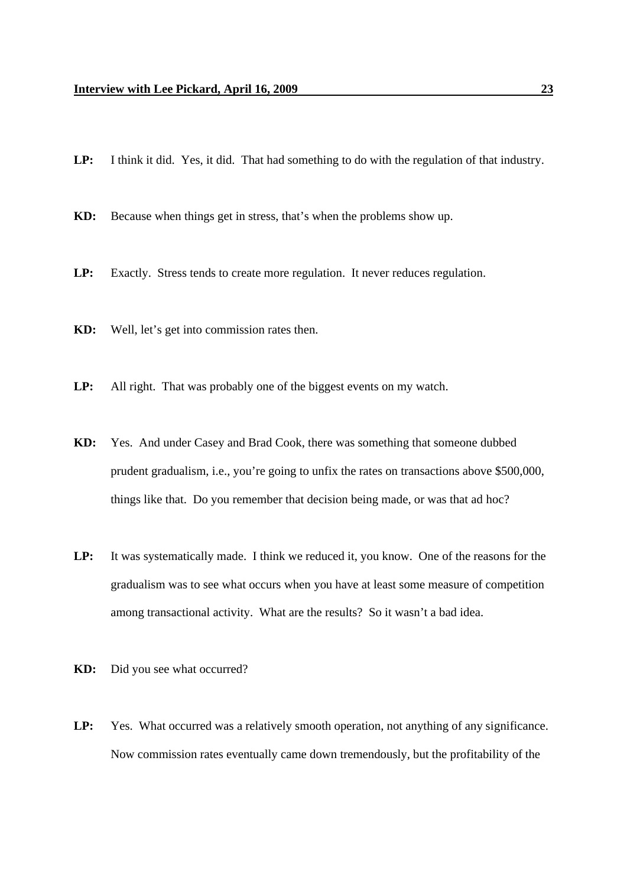**LP:** I think it did. Yes, it did. That had something to do with the regulation of that industry.

**KD:** Because when things get in stress, that's when the problems show up.

**LP:** Exactly. Stress tends to create more regulation. It never reduces regulation.

**KD:** Well, let's get into commission rates then.

**LP:** All right. That was probably one of the biggest events on my watch.

**KD:** Yes. And under Casey and Brad Cook, there was something that someone dubbed prudent gradualism, i.e., you're going to unfix the rates on transactions above $500,000, things like that. Do you remember that decision being made, or was that ad hoc?

**LP:** It was systematically made. I think we reduced it, you know. One of the reasons for the gradualism was to see what occurs when you have at least some measure of competition among transactional activity. What are the results? So it wasn't a bad idea.

**KD:** Did you see what occurred?

**LP:** Yes. What occurred was a relatively smooth operation, not anything of any significance. Now commission rates eventually came down tremendously, but the profitability of the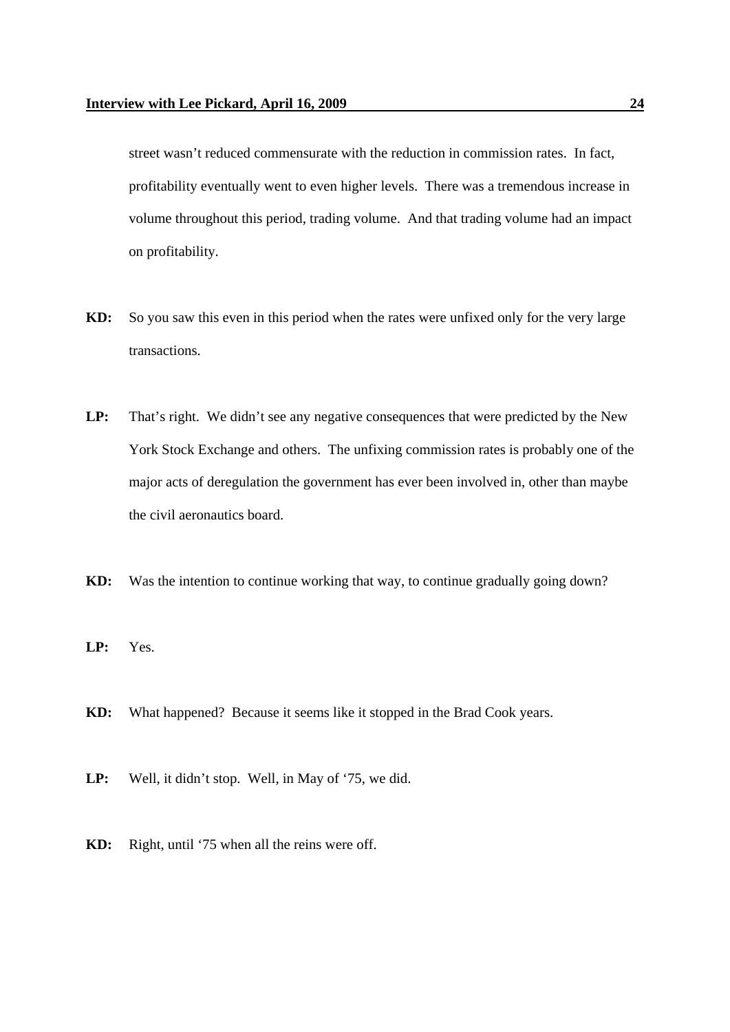street wasn't reduced commensurate with the reduction in commission rates. In fact, profitability eventually went to even higher levels. There was a tremendous increase in volume throughout this period, trading volume. And that trading volume had an impact on profitability.

**KD:** So you saw this even in this period when the rates were unfixed only for the very large transactions.

**LP:** That's right. We didn't see any negative consequences that were predicted by the New York Stock Exchange and others. The unfixing commission rates is probably one of the major acts of deregulation the government has ever been involved in, other than maybe the civil aeronautics board.

**KD:** Was the intention to continue working that way, to continue gradually going down?

**LP:** Yes.

**KD:** What happened? Because it seems like it stopped in the Brad Cook years.

**LP:** Well, it didn't stop. Well, in May of '75, we did.

**KD:** Right, until '75 when all the reins were off.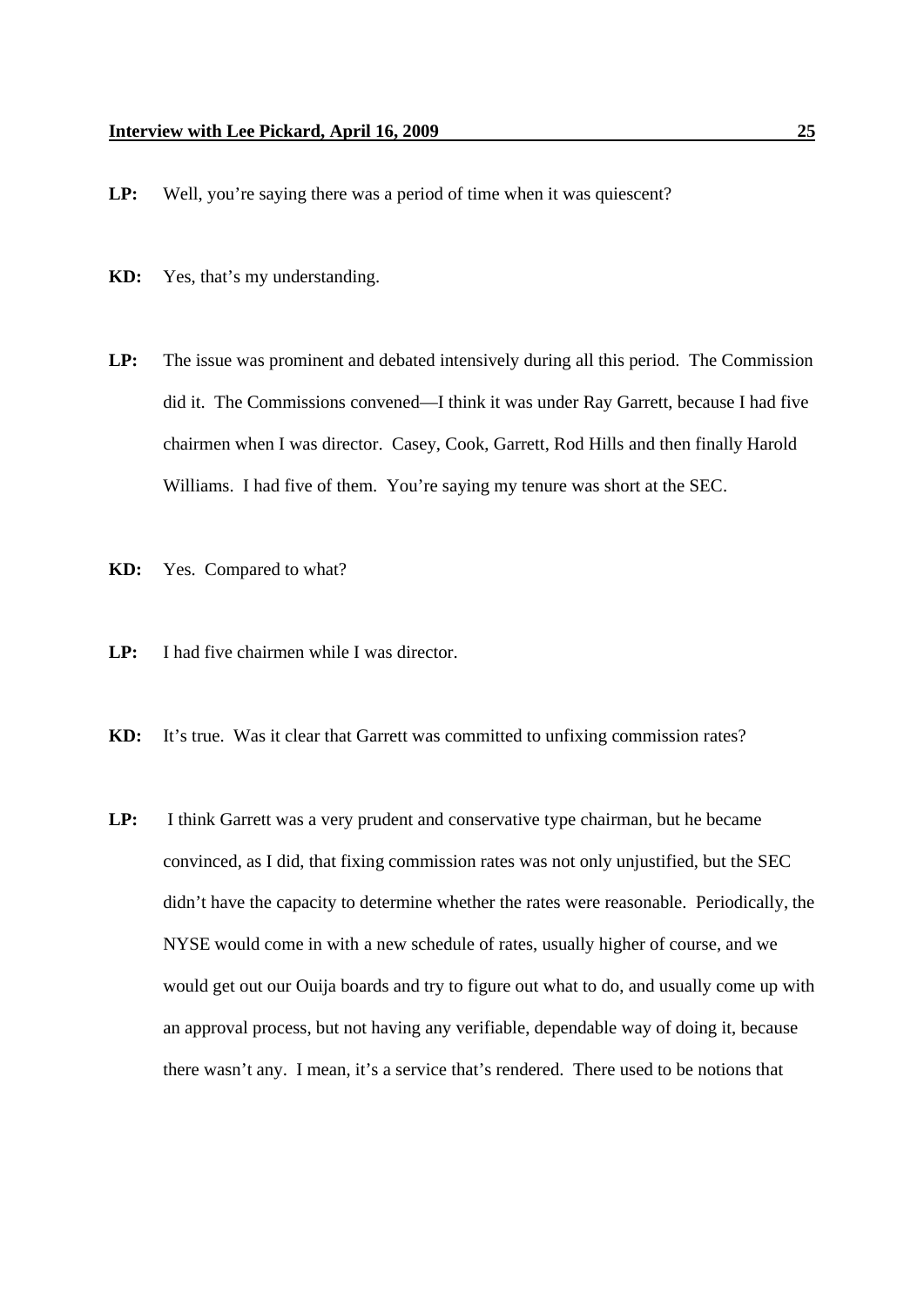**LP:** Well, you're saying there was a period of time when it was quiescent?

**KD:** Yes, that's my understanding.

**LP:** The issue was prominent and debated intensively during all this period. The Commission did it. The Commissions convened—I think it was under Ray Garrett, because I had five chairmen when I was director. Casey, Cook, Garrett, Rod Hills and then finally Harold Williams. I had five of them. You're saying my tenure was short at the SEC.

**KD:** Yes. Compared to what?

**LP:** I had five chairmen while I was director.

**KD:** It's true. Was it clear that Garrett was committed to unfixing commission rates?

**LP:** I think Garrett was a very prudent and conservative type chairman, but he became convinced, as I did, that fixing commission rates was not only unjustified, but the SEC didn't have the capacity to determine whether the rates were reasonable. Periodically, the NYSE would come in with a new schedule of rates, usually higher of course, and we would get out our Ouija boards and try to figure out what to do, and usually come up with an approval process, but not having any verifiable, dependable way of doing it, because there wasn't any. I mean, it's a service that's rendered. There used to be notions that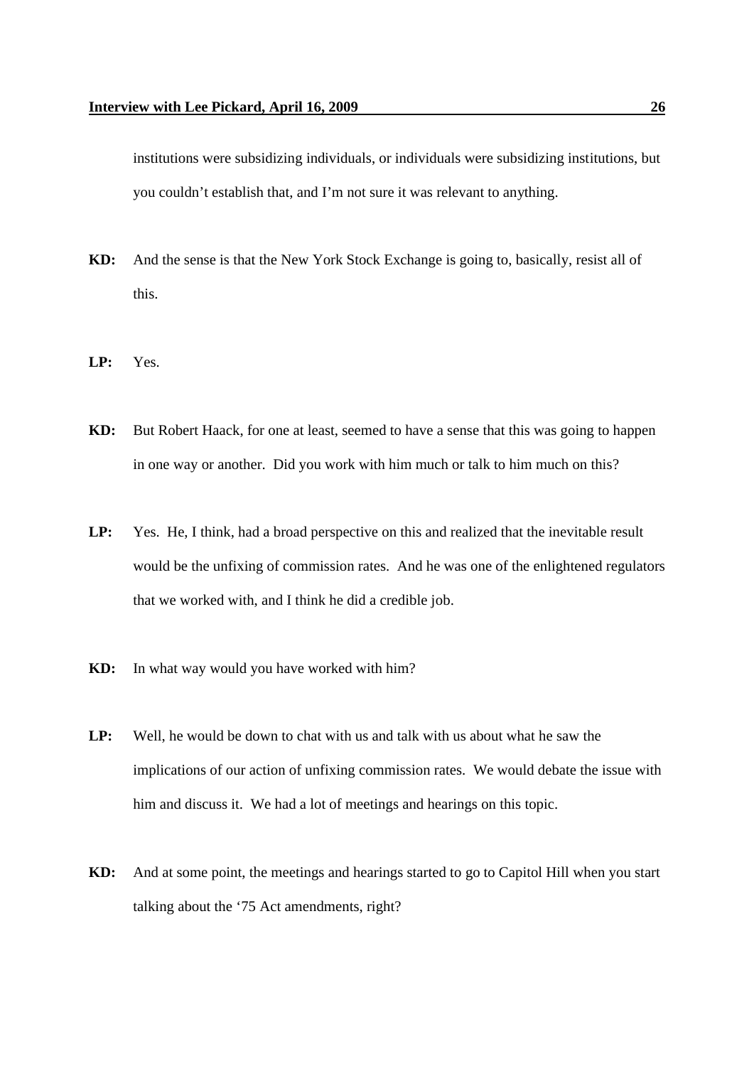institutions were subsidizing individuals, or individuals were subsidizing institutions, but you couldn't establish that, and I'm not sure it was relevant to anything.

**KD:** And the sense is that the New York Stock Exchange is going to, basically, resist all of this.

**LP:** Yes.

**KD:** But Robert Haack, for one at least, seemed to have a sense that this was going to happen in one way or another. Did you work with him much or talk to him much on this?

**LP:** Yes. He, I think, had a broad perspective on this and realized that the inevitable result would be the unfixing of commission rates. And he was one of the enlightened regulators that we worked with, and I think he did a credible job.

**KD:** In what way would you have worked with him?

**LP:** Well, he would be down to chat with us and talk with us about what he saw the implications of our action of unfixing commission rates. We would debate the issue with him and discuss it. We had a lot of meetings and hearings on this topic.

**KD:** And at some point, the meetings and hearings started to go to Capitol Hill when you start talking about the '75 Act amendments, right?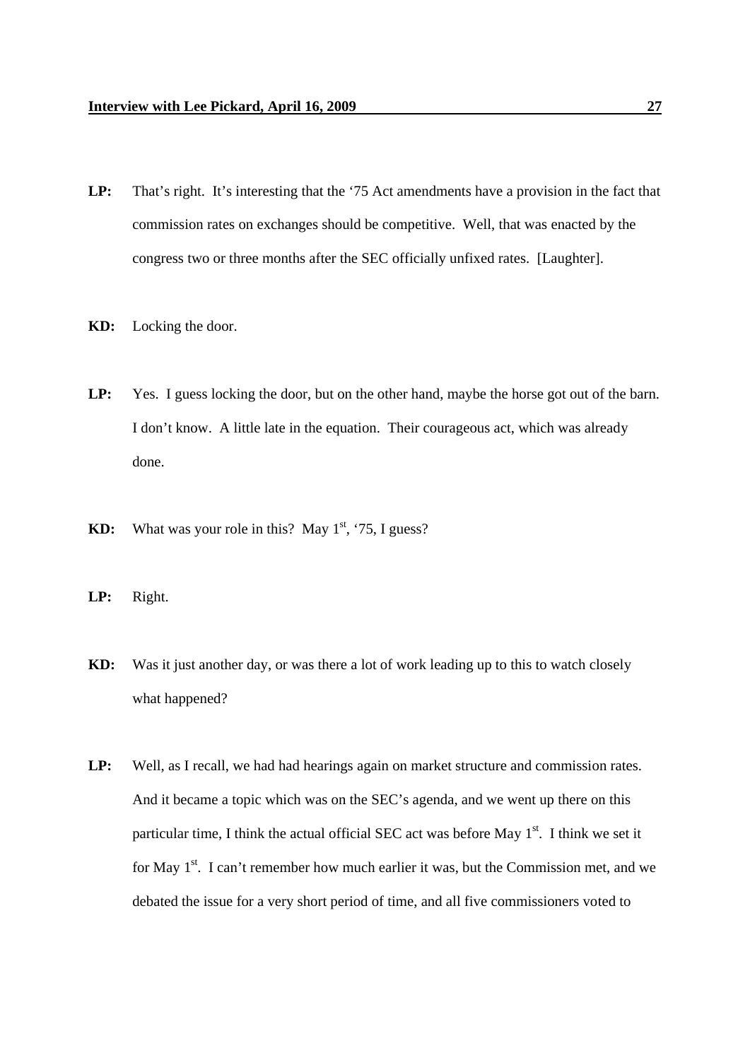**LP:** That's right. It's interesting that the '75 Act amendments have a provision in the fact that commission rates on exchanges should be competitive. Well, that was enacted by the congress two or three months after the SEC officially unfixed rates. [Laughter].

**KD:** Locking the door.

**LP:** Yes. I guess locking the door, but on the other hand, maybe the horse got out of the barn. I don't know. A little late in the equation. Their courageous act, which was already done.

**KD:** What was your role in this? May 1st, '75, I guess?

**LP:** Right.

**KD:** Was it just another day, or was there a lot of work leading up to this to watch closely what happened?

**LP:** Well, as I recall, we had had hearings again on market structure and commission rates. And it became a topic which was on the SEC's agenda, and we went up there on this particular time, I think the actual official SEC act was before May 1st. I think we set it for May 1st. I can't remember how much earlier it was, but the Commission met, and we debated the issue for a very short period of time, and all five commissioners voted to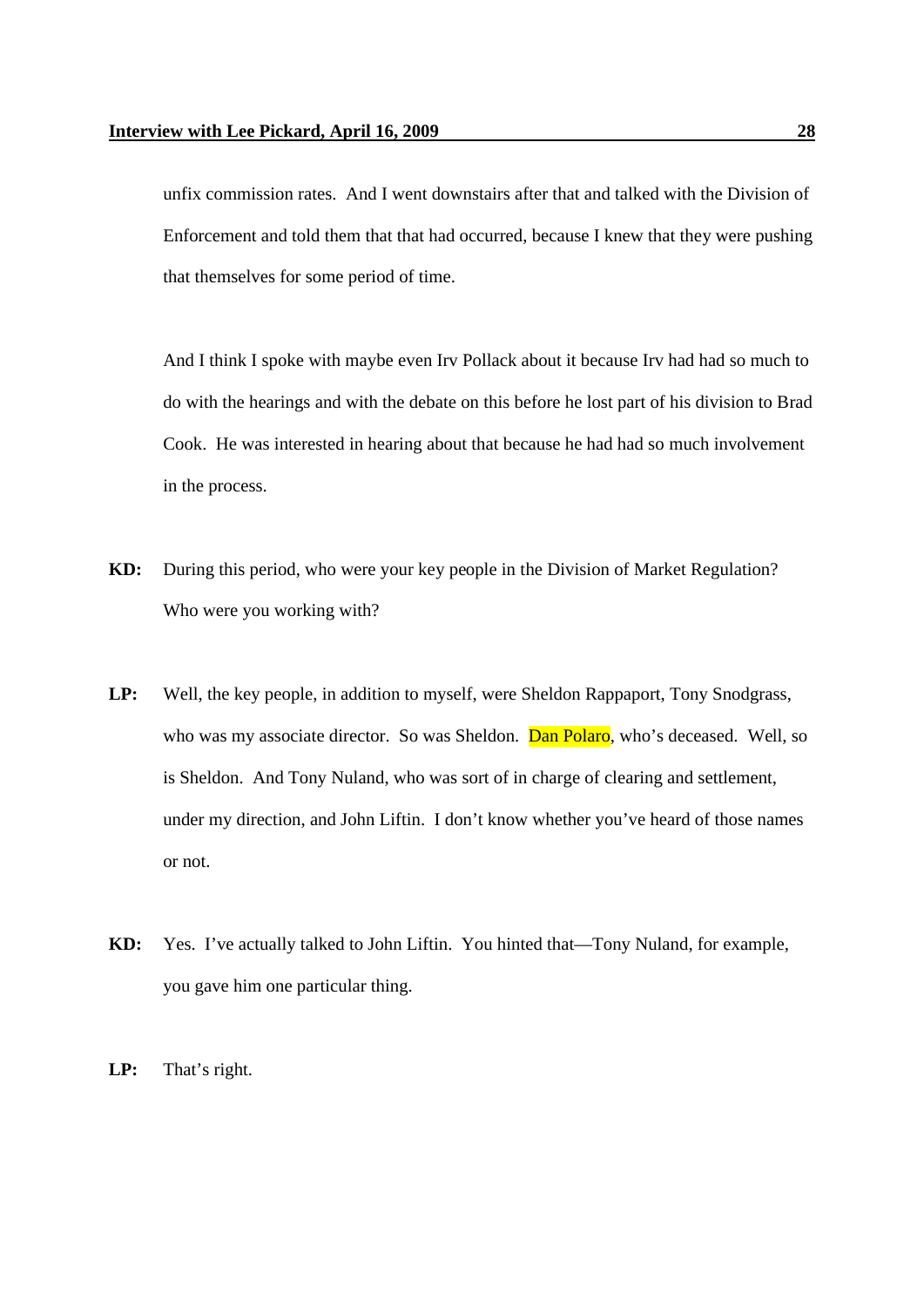unfix commission rates. And I went downstairs after that and talked with the Division of Enforcement and told them that that had occurred, because I knew that they were pushing that themselves for some period of time.

And I think I spoke with maybe even Irv Pollack about it because Irv had had so much to do with the hearings and with the debate on this before he lost part of his division to Brad Cook. He was interested in hearing about that because he had had so much involvement in the process.

**KD:** During this period, who were your key people in the Division of Market Regulation? Who were you working with?

**LP:** Well, the key people, in addition to myself, were Sheldon Rappaport, Tony Snodgrass, who was my associate director. So was Sheldon. Dan Polaro, who's deceased. Well, so is Sheldon. And Tony Nuland, who was sort of in charge of clearing and settlement, under my direction, and John Liftin. I don't know whether you've heard of those names or not.

**KD:** Yes. I've actually talked to John Liftin. You hinted that—Tony Nuland, for example, you gave him one particular thing.

**LP:** That's right.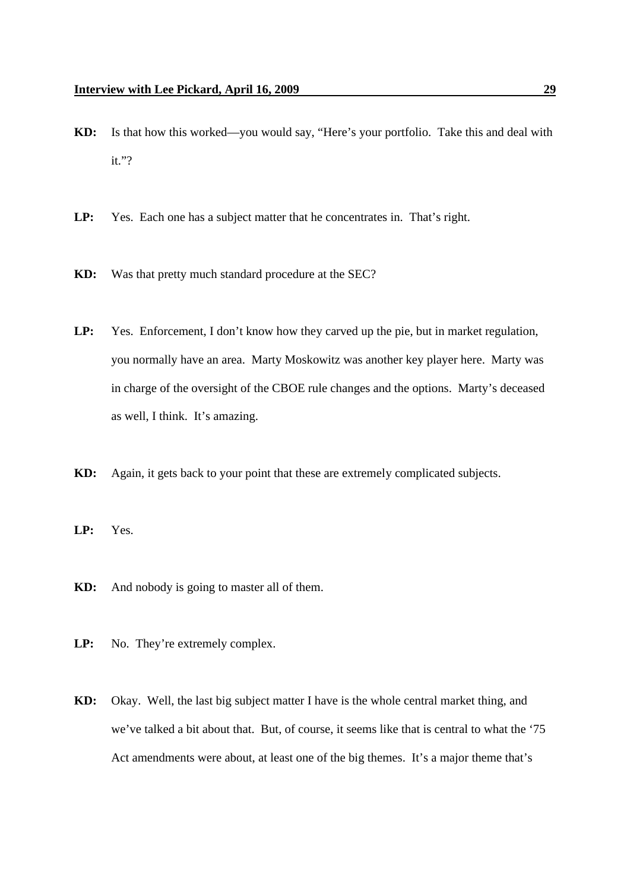**KD:** Is that how this worked—you would say, "Here's your portfolio. Take this and deal with it."?

**LP:** Yes. Each one has a subject matter that he concentrates in. That's right.

**KD:** Was that pretty much standard procedure at the SEC?

**LP:** Yes. Enforcement, I don't know how they carved up the pie, but in market regulation, you normally have an area. Marty Moskowitz was another key player here. Marty was in charge of the oversight of the CBOE rule changes and the options. Marty's deceased as well, I think. It's amazing.

**KD:** Again, it gets back to your point that these are extremely complicated subjects.

**LP:** Yes.

**KD:** And nobody is going to master all of them.

**LP:** No. They're extremely complex.

**KD:** Okay. Well, the last big subject matter I have is the whole central market thing, and we've talked a bit about that. But, of course, it seems like that is central to what the '75 Act amendments were about, at least one of the big themes. It's a major theme that's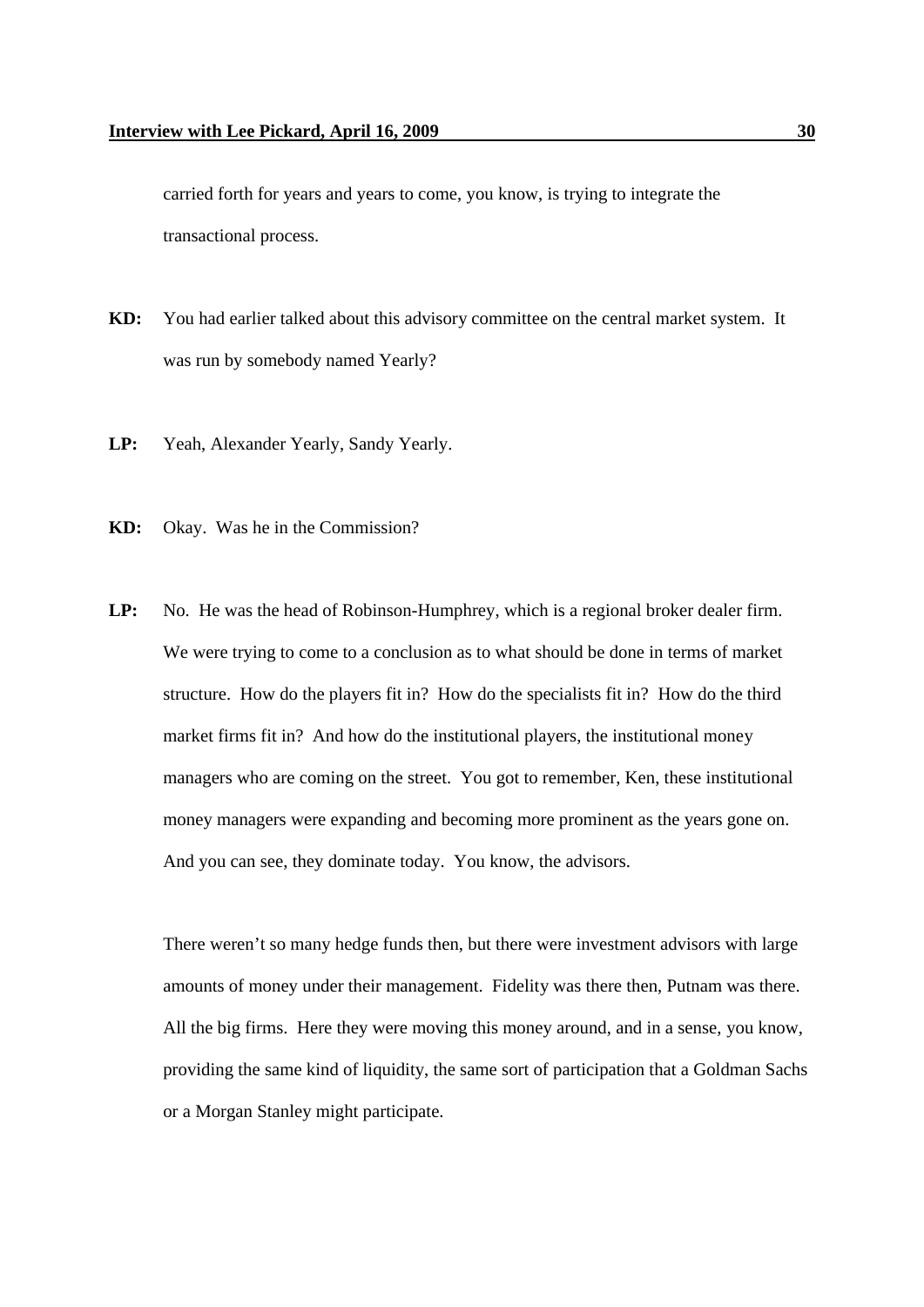carried forth for years and years to come, you know, is trying to integrate the transactional process.

**KD:** You had earlier talked about this advisory committee on the central market system. It was run by somebody named Yearly?

**LP:** Yeah, Alexander Yearly, Sandy Yearly.

**KD:** Okay. Was he in the Commission?

**LP:** No. He was the head of Robinson-Humphrey, which is a regional broker dealer firm. We were trying to come to a conclusion as to what should be done in terms of market structure. How do the players fit in? How do the specialists fit in? How do the third market firms fit in? And how do the institutional players, the institutional money managers who are coming on the street. You got to remember, Ken, these institutional money managers were expanding and becoming more prominent as the years gone on. And you can see, they dominate today. You know, the advisors.

There weren't so many hedge funds then, but there were investment advisors with large amounts of money under their management. Fidelity was there then, Putnam was there. All the big firms. Here they were moving this money around, and in a sense, you know, providing the same kind of liquidity, the same sort of participation that a Goldman Sachs or a Morgan Stanley might participate.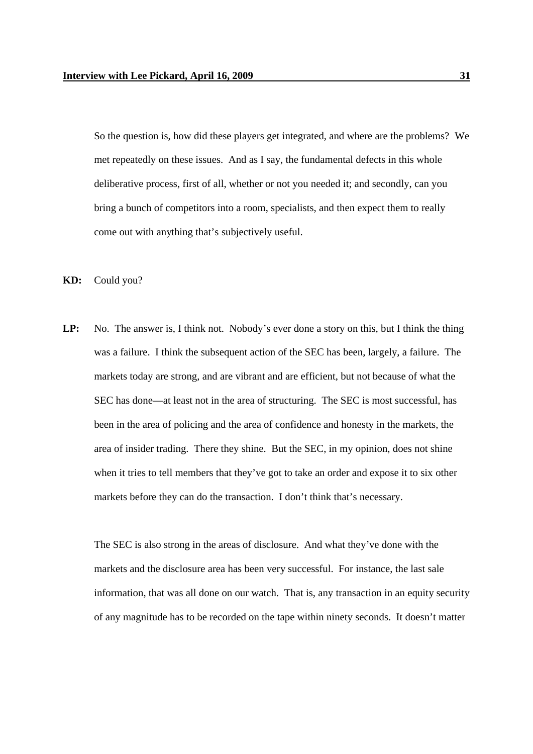So the question is, how did these players get integrated, and where are the problems? We met repeatedly on these issues. And as I say, the fundamental defects in this whole deliberative process, first of all, whether or not you needed it; and secondly, can you bring a bunch of competitors into a room, specialists, and then expect them to really come out with anything that's subjectively useful.

**KD:** Could you?

**LP:** No. The answer is, I think not. Nobody's ever done a story on this, but I think the thing was a failure. I think the subsequent action of the SEC has been, largely, a failure. The markets today are strong, and are vibrant and are efficient, but not because of what the SEC has done—at least not in the area of structuring. The SEC is most successful, has been in the area of policing and the area of confidence and honesty in the markets, the area of insider trading. There they shine. But the SEC, in my opinion, does not shine when it tries to tell members that they've got to take an order and expose it to six other markets before they can do the transaction. I don't think that's necessary.

The SEC is also strong in the areas of disclosure. And what they've done with the markets and the disclosure area has been very successful. For instance, the last sale information, that was all done on our watch. That is, any transaction in an equity security of any magnitude has to be recorded on the tape within ninety seconds. It doesn't matter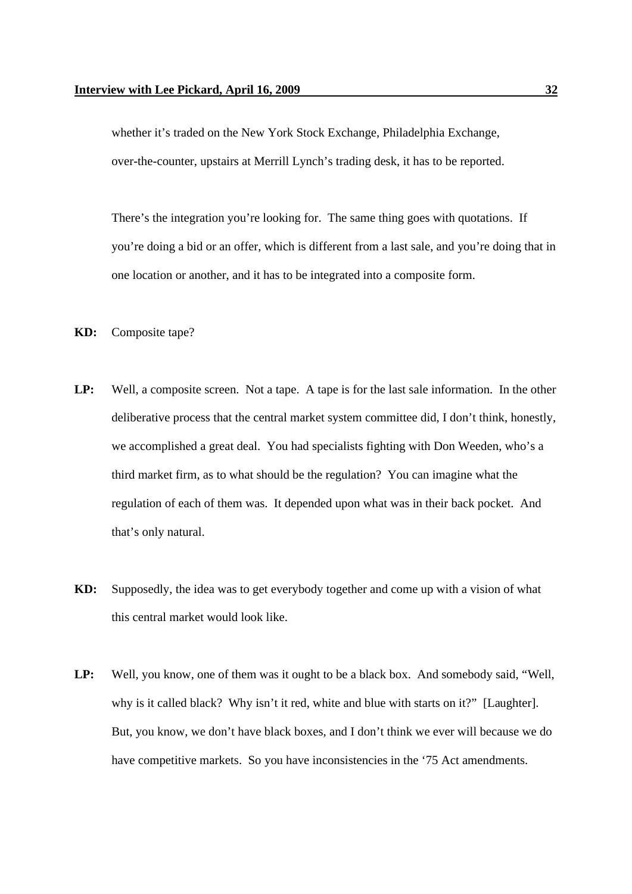whether it's traded on the New York Stock Exchange, Philadelphia Exchange, over-the-counter, upstairs at Merrill Lynch's trading desk, it has to be reported.

There's the integration you're looking for. The same thing goes with quotations. If you're doing a bid or an offer, which is different from a last sale, and you're doing that in one location or another, and it has to be integrated into a composite form.

**KD:** Composite tape?

**LP:** Well, a composite screen. Not a tape. A tape is for the last sale information. In the other deliberative process that the central market system committee did, I don't think, honestly, we accomplished a great deal. You had specialists fighting with Don Weeden, who's a third market firm, as to what should be the regulation? You can imagine what the regulation of each of them was. It depended upon what was in their back pocket. And that's only natural.

**KD:** Supposedly, the idea was to get everybody together and come up with a vision of what this central market would look like.

**LP:** Well, you know, one of them was it ought to be a black box. And somebody said, "Well, why is it called black? Why isn't it red, white and blue with starts on it?" [Laughter]. But, you know, we don't have black boxes, and I don't think we ever will because we do have competitive markets. So you have inconsistencies in the '75 Act amendments.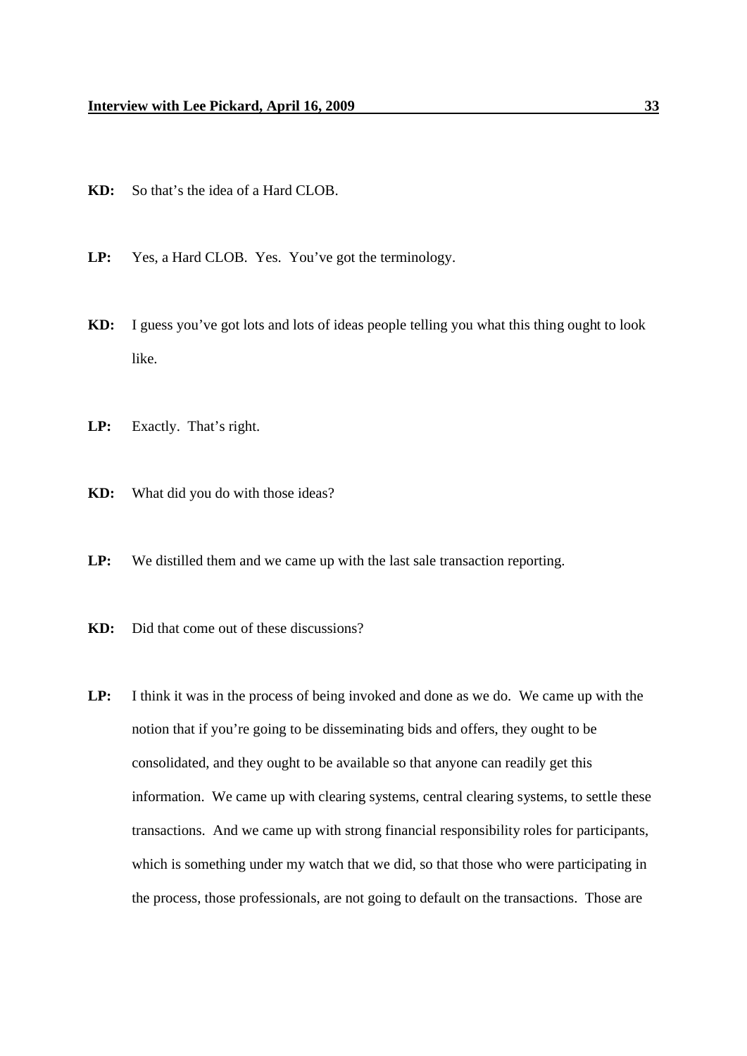**KD:** So that's the idea of a Hard CLOB.

**LP:** Yes, a Hard CLOB. Yes. You've got the terminology.

**KD:** I guess you've got lots and lots of ideas people telling you what this thing ought to look like.

**LP:** Exactly. That's right.

**KD:** What did you do with those ideas?

**LP:** We distilled them and we came up with the last sale transaction reporting.

**KD:** Did that come out of these discussions?

**LP:** I think it was in the process of being invoked and done as we do. We came up with the notion that if you're going to be disseminating bids and offers, they ought to be consolidated, and they ought to be available so that anyone can readily get this information. We came up with clearing systems, central clearing systems, to settle these transactions. And we came up with strong financial responsibility roles for participants, which is something under my watch that we did, so that those who were participating in the process, those professionals, are not going to default on the transactions. Those are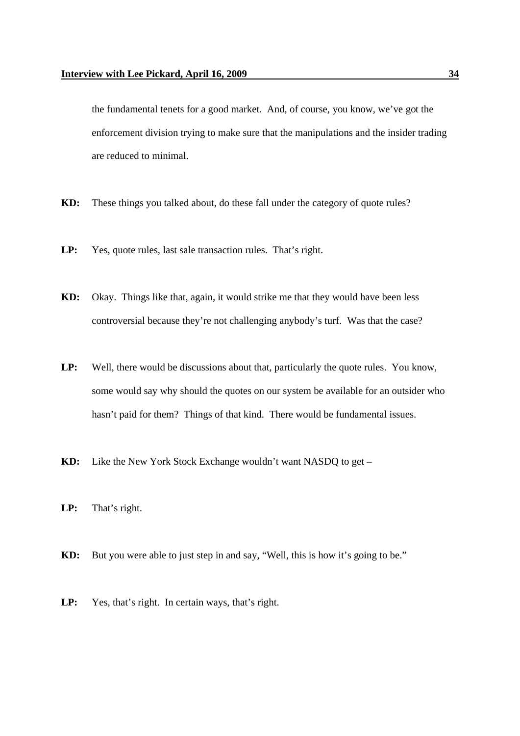the fundamental tenets for a good market. And, of course, you know, we've got the enforcement division trying to make sure that the manipulations and the insider trading are reduced to minimal.

**KD:** These things you talked about, do these fall under the category of quote rules?

**LP:** Yes, quote rules, last sale transaction rules. That's right.

**KD:** Okay. Things like that, again, it would strike me that they would have been less controversial because they're not challenging anybody's turf. Was that the case?

**LP:** Well, there would be discussions about that, particularly the quote rules. You know, some would say why should the quotes on our system be available for an outsider who hasn't paid for them? Things of that kind. There would be fundamental issues.

**KD:** Like the New York Stock Exchange wouldn't want NASDQ to get –

**LP:** That's right.

**KD:** But you were able to just step in and say, "Well, this is how it's going to be."

**LP:** Yes, that's right. In certain ways, that's right.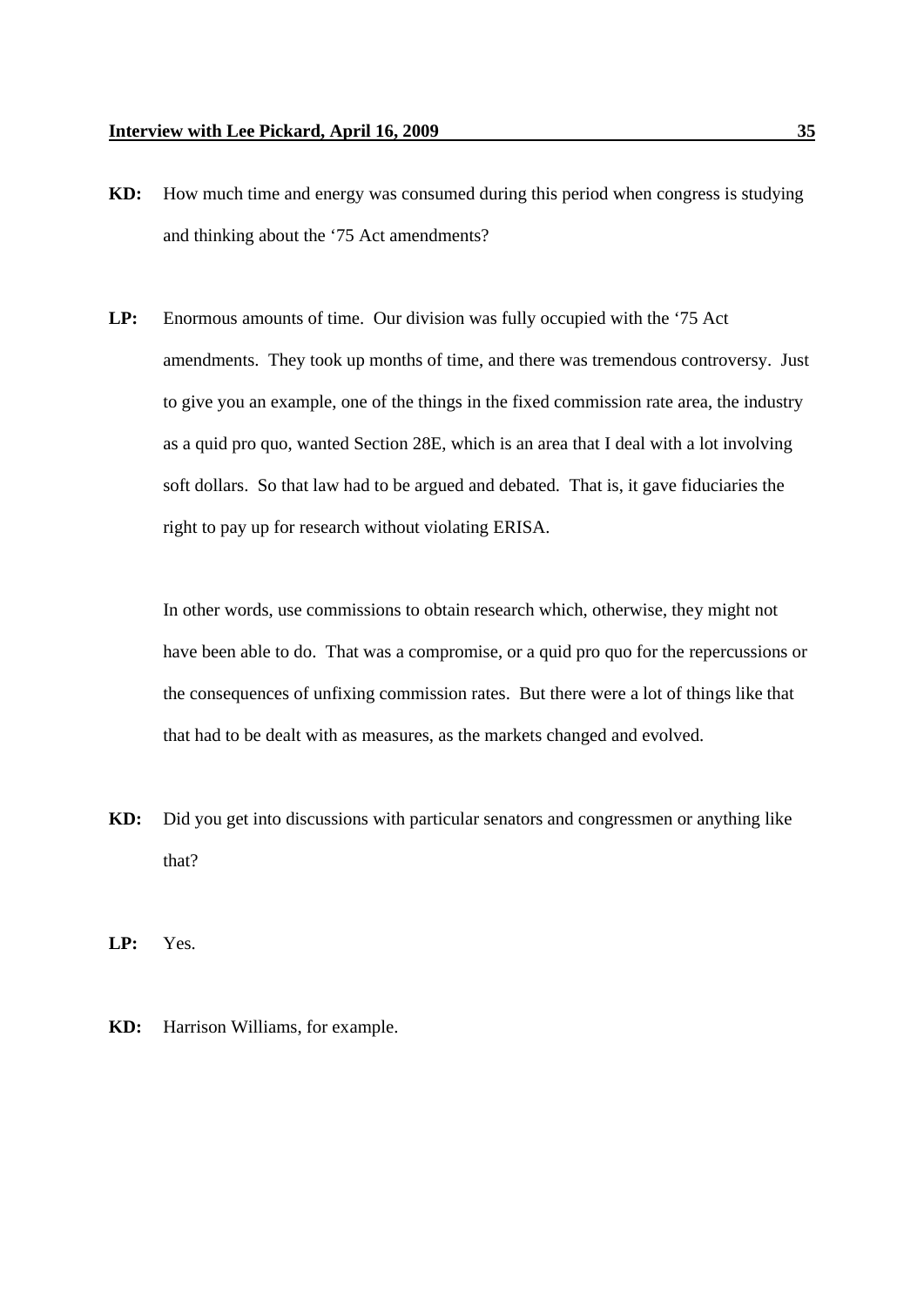**KD:** How much time and energy was consumed during this period when congress is studying and thinking about the '75 Act amendments?

**LP:** Enormous amounts of time. Our division was fully occupied with the '75 Act amendments. They took up months of time, and there was tremendous controversy. Just to give you an example, one of the things in the fixed commission rate area, the industry as a quid pro quo, wanted Section 28E, which is an area that I deal with a lot involving soft dollars. So that law had to be argued and debated. That is, it gave fiduciaries the right to pay up for research without violating ERISA.

In other words, use commissions to obtain research which, otherwise, they might not have been able to do. That was a compromise, or a quid pro quo for the repercussions or the consequences of unfixing commission rates. But there were a lot of things like that that had to be dealt with as measures, as the markets changed and evolved.

**KD:** Did you get into discussions with particular senators and congressmen or anything like that?

**LP:** Yes.

**KD:** Harrison Williams, for example.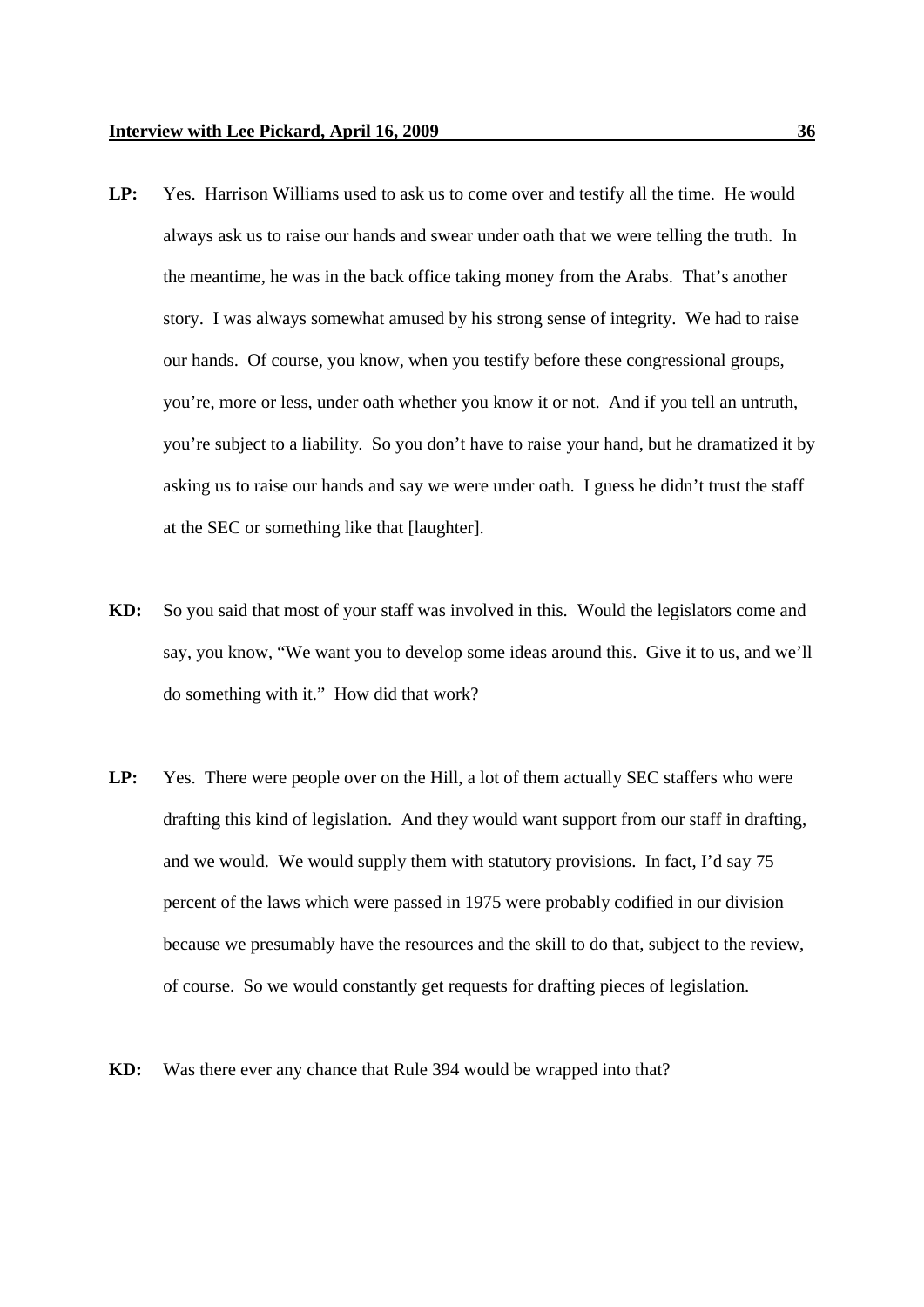**LP:** Yes. Harrison Williams used to ask us to come over and testify all the time. He would always ask us to raise our hands and swear under oath that we were telling the truth. In the meantime, he was in the back office taking money from the Arabs. That's another story. I was always somewhat amused by his strong sense of integrity. We had to raise our hands. Of course, you know, when you testify before these congressional groups, you're, more or less, under oath whether you know it or not. And if you tell an untruth, you're subject to a liability. So you don't have to raise your hand, but he dramatized it by asking us to raise our hands and say we were under oath. I guess he didn't trust the staff at the SEC or something like that [laughter].

**KD:** So you said that most of your staff was involved in this. Would the legislators come and say, you know, "We want you to develop some ideas around this. Give it to us, and we'll do something with it." How did that work?

**LP:** Yes. There were people over on the Hill, a lot of them actually SEC staffers who were drafting this kind of legislation. And they would want support from our staff in drafting, and we would. We would supply them with statutory provisions. In fact, I'd say 75 percent of the laws which were passed in 1975 were probably codified in our division because we presumably have the resources and the skill to do that, subject to the review, of course. So we would constantly get requests for drafting pieces of legislation.

**KD:** Was there ever any chance that Rule 394 would be wrapped into that?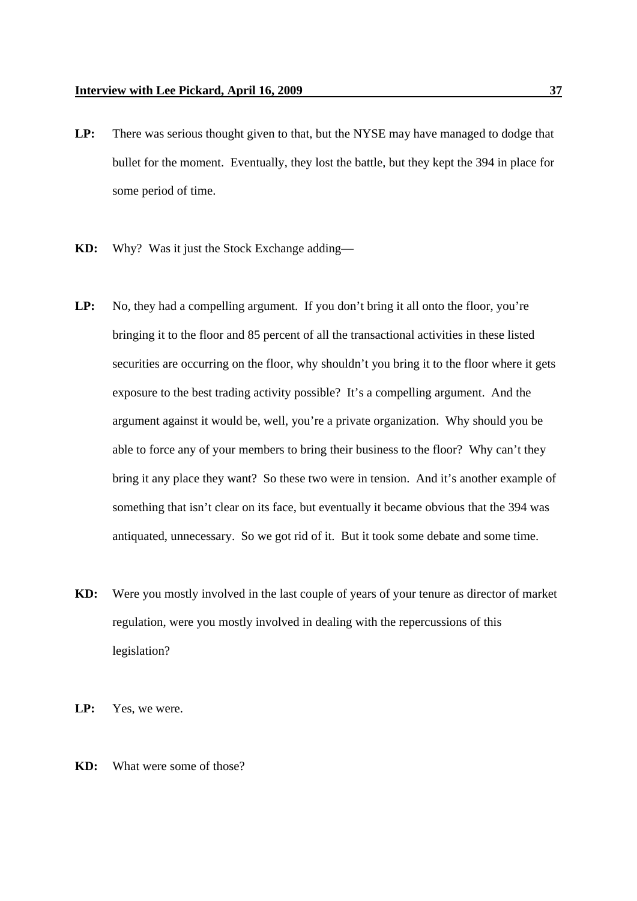**LP:** There was serious thought given to that, but the NYSE may have managed to dodge that bullet for the moment. Eventually, they lost the battle, but they kept the 394 in place for some period of time.

**KD:** Why? Was it just the Stock Exchange adding—

**LP:** No, they had a compelling argument. If you don't bring it all onto the floor, you're bringing it to the floor and 85 percent of all the transactional activities in these listed securities are occurring on the floor, why shouldn't you bring it to the floor where it gets exposure to the best trading activity possible? It's a compelling argument. And the argument against it would be, well, you're a private organization. Why should you be able to force any of your members to bring their business to the floor? Why can't they bring it any place they want? So these two were in tension. And it's another example of something that isn't clear on its face, but eventually it became obvious that the 394 was antiquated, unnecessary. So we got rid of it. But it took some debate and some time.

**KD:** Were you mostly involved in the last couple of years of your tenure as director of market regulation, were you mostly involved in dealing with the repercussions of this legislation?

**LP:** Yes, we were.

**KD:** What were some of those?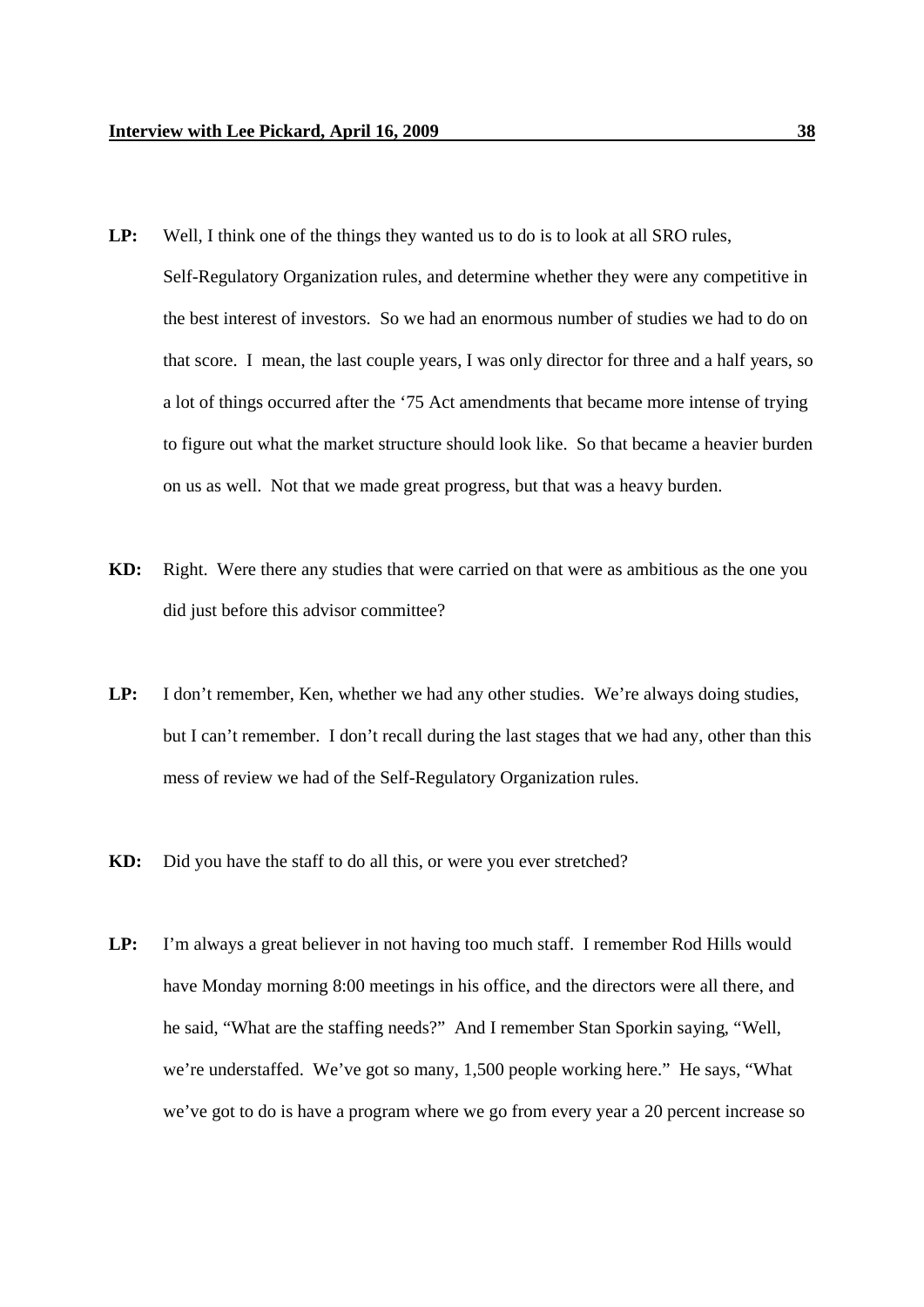**LP:** Well, I think one of the things they wanted us to do is to look at all SRO rules, Self-Regulatory Organization rules, and determine whether they were any competitive in the best interest of investors. So we had an enormous number of studies we had to do on that score. I mean, the last couple years, I was only director for three and a half years, so a lot of things occurred after the '75 Act amendments that became more intense of trying to figure out what the market structure should look like. So that became a heavier burden on us as well. Not that we made great progress, but that was a heavy burden.

**KD:** Right. Were there any studies that were carried on that were as ambitious as the one you did just before this advisor committee?

**LP:** I don't remember, Ken, whether we had any other studies. We're always doing studies, but I can't remember. I don't recall during the last stages that we had any, other than this mess of review we had of the Self-Regulatory Organization rules.

**KD:** Did you have the staff to do all this, or were you ever stretched?

**LP:** I'm always a great believer in not having too much staff. I remember Rod Hills would have Monday morning 8:00 meetings in his office, and the directors were all there, and he said, "What are the staffing needs?" And I remember Stan Sporkin saying, "Well, we're understaffed. We've got so many, 1,500 people working here." He says, "What we've got to do is have a program where we go from every year a 20 percent increase so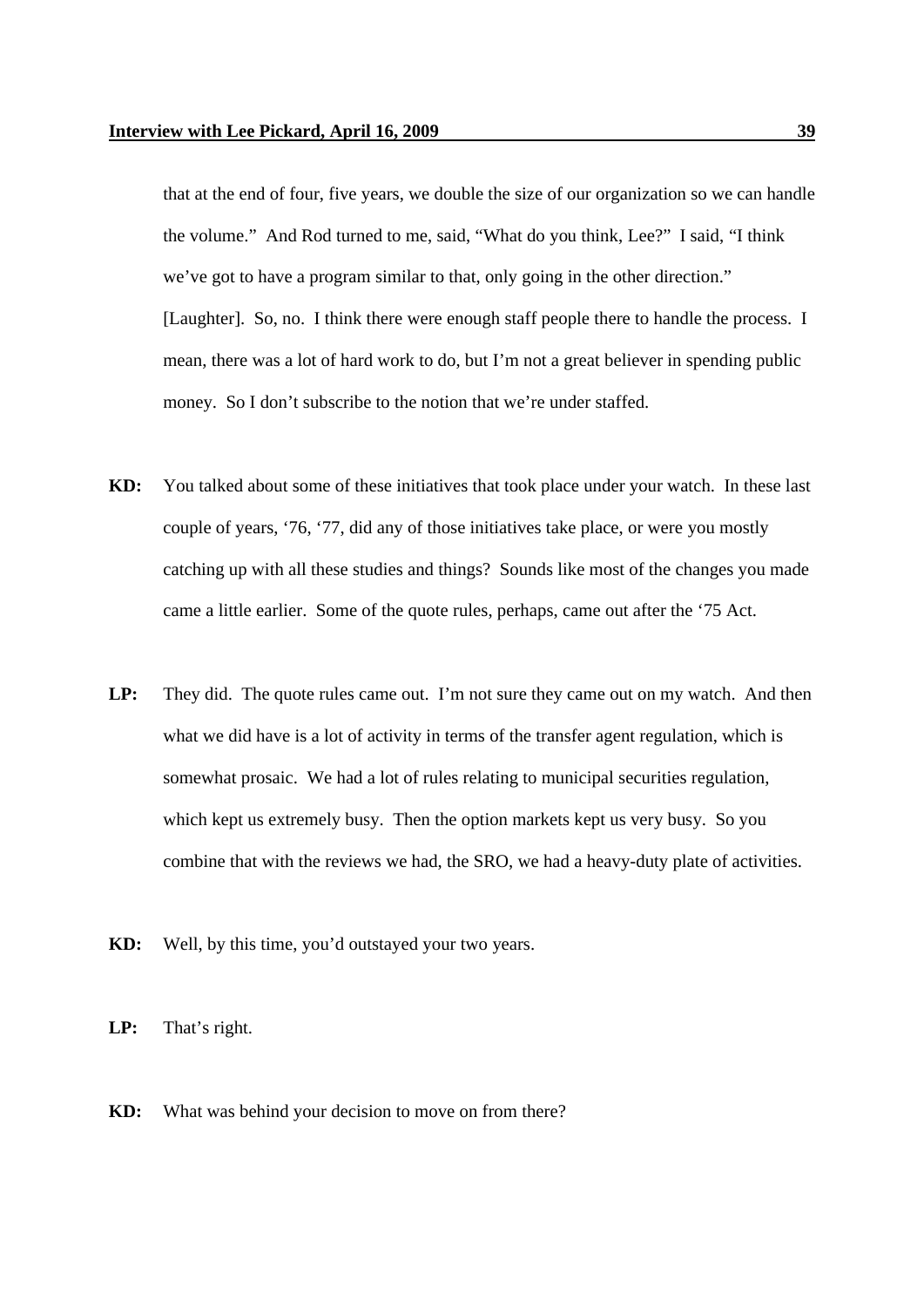that at the end of four, five years, we double the size of our organization so we can handle the volume." And Rod turned to me, said, "What do you think, Lee?" I said, "I think we've got to have a program similar to that, only going in the other direction." [Laughter]. So, no. I think there were enough staff people there to handle the process. I mean, there was a lot of hard work to do, but I'm not a great believer in spending public money. So I don't subscribe to the notion that we're under staffed.

**KD:** You talked about some of these initiatives that took place under your watch. In these last couple of years, '76, '77, did any of those initiatives take place, or were you mostly catching up with all these studies and things? Sounds like most of the changes you made came a little earlier. Some of the quote rules, perhaps, came out after the '75 Act.

**LP:** They did. The quote rules came out. I'm not sure they came out on my watch. And then what we did have is a lot of activity in terms of the transfer agent regulation, which is somewhat prosaic. We had a lot of rules relating to municipal securities regulation, which kept us extremely busy. Then the option markets kept us very busy. So you combine that with the reviews we had, the SRO, we had a heavy-duty plate of activities.

**KD:** Well, by this time, you'd outstayed your two years.

**LP:** That's right.

**KD:** What was behind your decision to move on from there?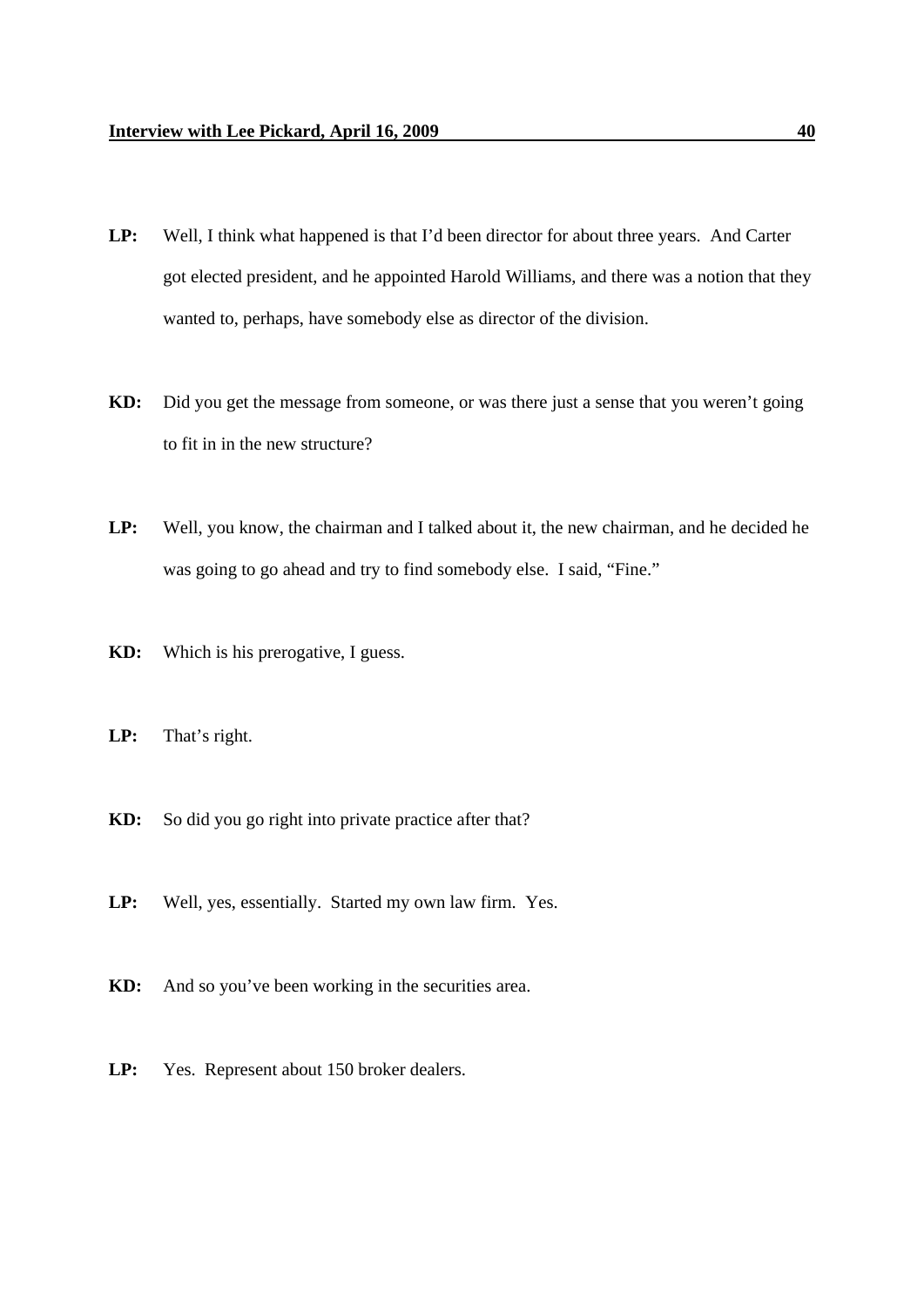**LP:** Well, I think what happened is that I'd been director for about three years. And Carter got elected president, and he appointed Harold Williams, and there was a notion that they wanted to, perhaps, have somebody else as director of the division.

**KD:** Did you get the message from someone, or was there just a sense that you weren't going to fit in in the new structure?

**LP:** Well, you know, the chairman and I talked about it, the new chairman, and he decided he was going to go ahead and try to find somebody else. I said, "Fine."

**KD:** Which is his prerogative, I guess.

**LP:** That's right.

**KD:** So did you go right into private practice after that?

**LP:** Well, yes, essentially. Started my own law firm. Yes.

**KD:** And so you've been working in the securities area.

**LP:** Yes. Represent about 150 broker dealers.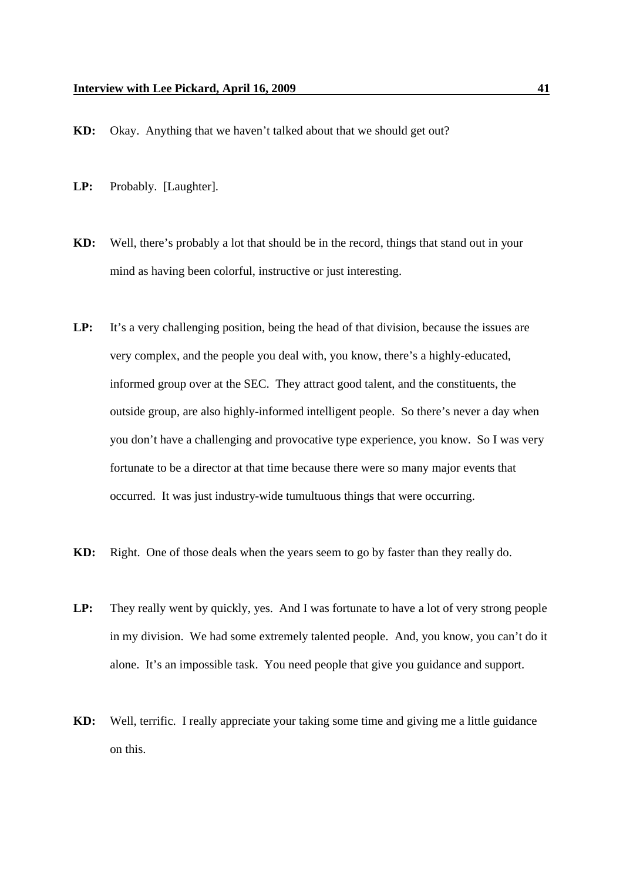**KD:** Okay. Anything that we haven't talked about that we should get out?

**LP:** Probably. [Laughter].

**KD:** Well, there's probably a lot that should be in the record, things that stand out in your mind as having been colorful, instructive or just interesting.

**LP:** It's a very challenging position, being the head of that division, because the issues are very complex, and the people you deal with, you know, there's a highly-educated, informed group over at the SEC. They attract good talent, and the constituents, the outside group, are also highly-informed intelligent people. So there's never a day when you don't have a challenging and provocative type experience, you know. So I was very fortunate to be a director at that time because there were so many major events that occurred. It was just industry-wide tumultuous things that were occurring.

**KD:** Right. One of those deals when the years seem to go by faster than they really do.

**LP:** They really went by quickly, yes. And I was fortunate to have a lot of very strong people in my division. We had some extremely talented people. And, you know, you can't do it alone. It's an impossible task. You need people that give you guidance and support.

**KD:** Well, terrific. I really appreciate your taking some time and giving me a little guidance on this.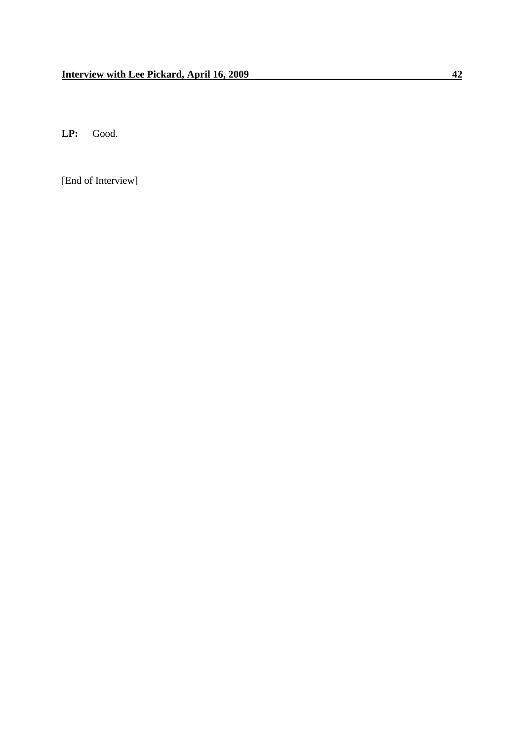**LP:** Good.

[End of Interview]